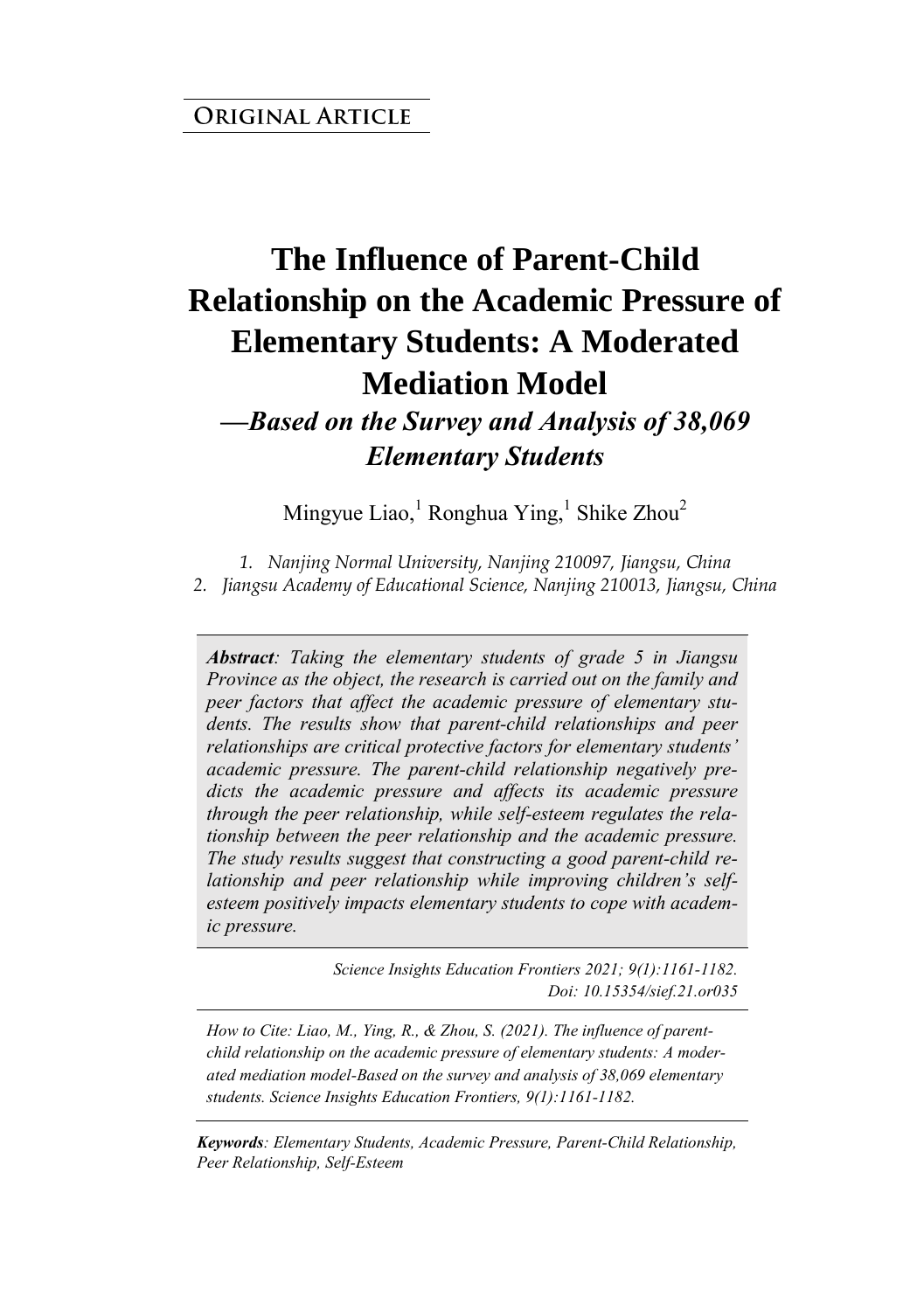**Original Article**

# The Influence of Parent-Child Relationship on the Academic Pressure of Elementary Students: A Moderated Mediation Model

## *—Based on the Survey and Analysis of 38,069 Elementary Students*

Mingyue Liao,[1] Ronghua Ying,[1] Shike Zhou[2]

*1. Nanjing Normal University, Nanjing 210097, Jiangsu, China*
*2. Jiangsu Academy of Educational Science, Nanjing 210013, Jiangsu, China*

***Abstract**: Taking the elementary students of grade 5 in Jiangsu Province as the object, the research is carried out on the family and peer factors that affect the academic pressure of elementary students. The results show that parent-child relationships and peer relationships are critical protective factors for elementary students' academic pressure. The parent-child relationship negatively predicts the academic pressure and affects its academic pressure through the peer relationship, while self-esteem regulates the relationship between the peer relationship and the academic pressure. The study results suggest that constructing a good parent-child relationship and peer relationship while improving children's self-esteem positively impacts elementary students to cope with academic pressure.*

*Science Insights Education Frontiers 2021; 9(1):1161-1182.*
*Doi: 10.15354/sief.21.or035*

*How to Cite: Liao, M., Ying, R., & Zhou, S. (2021). The influence of parent-child relationship on the academic pressure of elementary students: A moderated mediation model-Based on the survey and analysis of 38,069 elementary students. Science Insights Education Frontiers, 9(1):1161-1182.*

***Keywords**: Elementary Students, Academic Pressure, Parent-Child Relationship, Peer Relationship, Self-Esteem*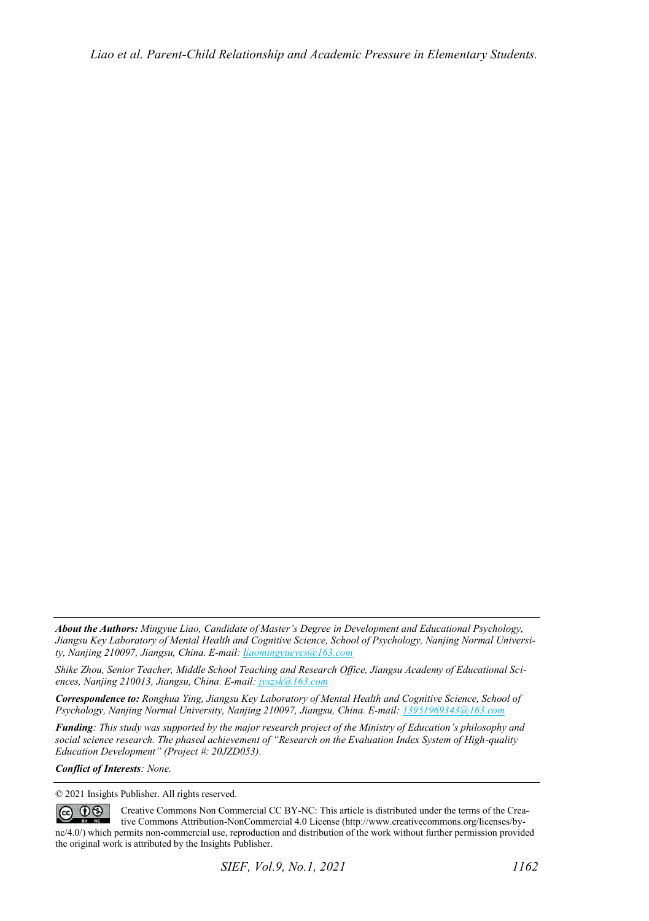***About the Authors:*** *Mingyue Liao, Candidate of Master's Degree in Development and Educational Psychology, Jiangsu Key Laboratory of Mental Health and Cognitive Science, School of Psychology, Nanjing Normal University, Nanjing 210097, Jiangsu, China. E-mail: liaomingyueyes@163.com*

*Shike Zhou, Senior Teacher, Middle School Teaching and Research Office, Jiangsu Academy of Educational Sciences, Nanjing 210013, Jiangsu, China. E-mail: jyszsk@163.com*

***Correspondence to:*** *Ronghua Ying, Jiangsu Key Laboratory of Mental Health and Cognitive Science, School of Psychology, Nanjing Normal University, Nanjing 210097, Jiangsu, China. E-mail: 13951969343@163.com*

***Funding****: This study was supported by the major research project of the Ministry of Education's philosophy and social science research. The phased achievement of "Research on the Evaluation Index System of High-quality Education Development" (Project #: 20JZD053).*

***Conflict of Interests****: None.*

© 2021 Insights Publisher. All rights reserved.

Creative Commons Non Commercial CC BY-NC: This article is distributed under the terms of the Creative Commons Attribution-NonCommercial 4.0 License (http://www.creativecommons.org/licenses/by-nc/4.0/) which permits non-commercial use, reproduction and distribution of the work without further permission provided the original work is attributed by the Insights Publisher.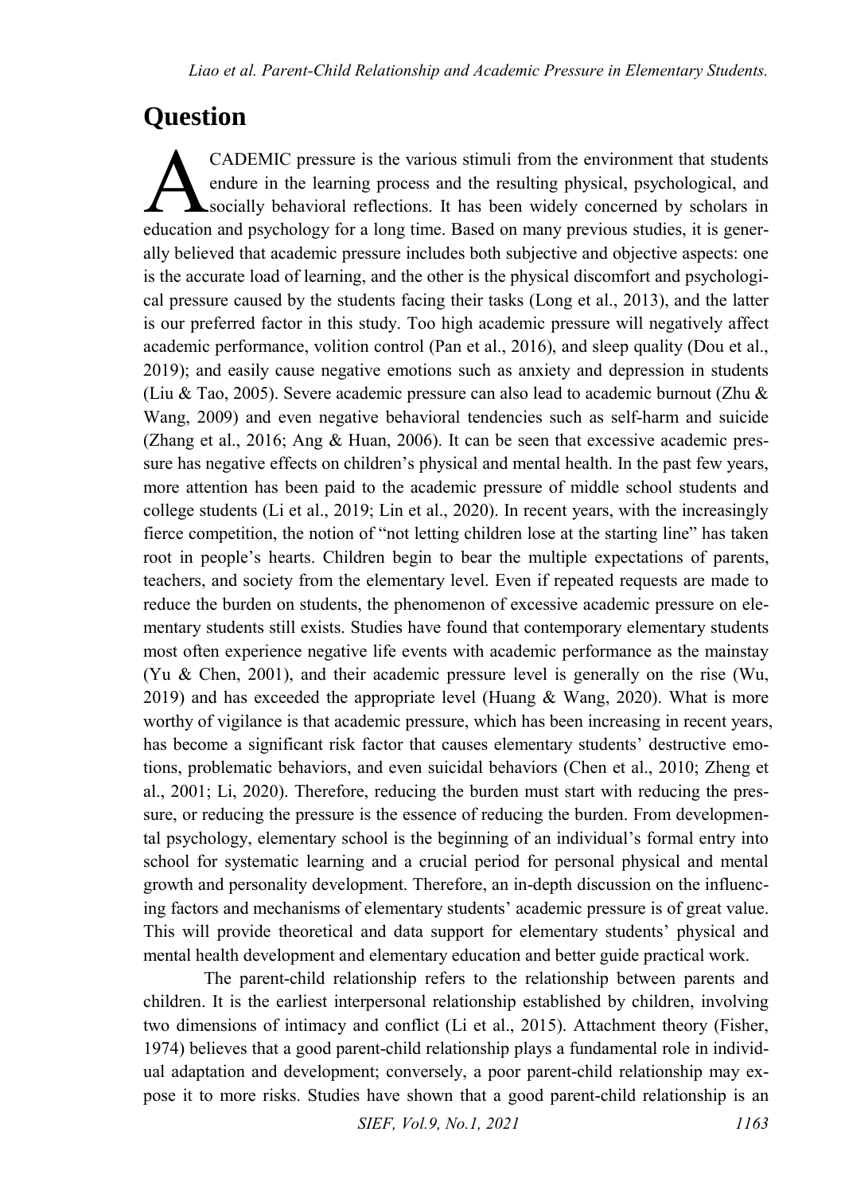# Question

ACADEMIC pressure is the various stimuli from the environment that students endure in the learning process and the resulting physical, psychological, and socially behavioral reflections. It has been widely concerned by scholars in education and psychology for a long time. Based on many previous studies, it is generally believed that academic pressure includes both subjective and objective aspects: one is the accurate load of learning, and the other is the physical discomfort and psychological pressure caused by the students facing their tasks (Long et al., 2013), and the latter is our preferred factor in this study. Too high academic pressure will negatively affect academic performance, volition control (Pan et al., 2016), and sleep quality (Dou et al., 2019); and easily cause negative emotions such as anxiety and depression in students (Liu & Tao, 2005). Severe academic pressure can also lead to academic burnout (Zhu & Wang, 2009) and even negative behavioral tendencies such as self-harm and suicide (Zhang et al., 2016; Ang & Huan, 2006). It can be seen that excessive academic pressure has negative effects on children's physical and mental health. In the past few years, more attention has been paid to the academic pressure of middle school students and college students (Li et al., 2019; Lin et al., 2020). In recent years, with the increasingly fierce competition, the notion of "not letting children lose at the starting line" has taken root in people's hearts. Children begin to bear the multiple expectations of parents, teachers, and society from the elementary level. Even if repeated requests are made to reduce the burden on students, the phenomenon of excessive academic pressure on elementary students still exists. Studies have found that contemporary elementary students most often experience negative life events with academic performance as the mainstay (Yu & Chen, 2001), and their academic pressure level is generally on the rise (Wu, 2019) and has exceeded the appropriate level (Huang & Wang, 2020). What is more worthy of vigilance is that academic pressure, which has been increasing in recent years, has become a significant risk factor that causes elementary students' destructive emotions, problematic behaviors, and even suicidal behaviors (Chen et al., 2010; Zheng et al., 2001; Li, 2020). Therefore, reducing the burden must start with reducing the pressure, or reducing the pressure is the essence of reducing the burden. From developmental psychology, elementary school is the beginning of an individual's formal entry into school for systematic learning and a crucial period for personal physical and mental growth and personality development. Therefore, an in-depth discussion on the influencing factors and mechanisms of elementary students' academic pressure is of great value. This will provide theoretical and data support for elementary students' physical and mental health development and elementary education and better guide practical work.

The parent-child relationship refers to the relationship between parents and children. It is the earliest interpersonal relationship established by children, involving two dimensions of intimacy and conflict (Li et al., 2015). Attachment theory (Fisher, 1974) believes that a good parent-child relationship plays a fundamental role in individual adaptation and development; conversely, a poor parent-child relationship may expose it to more risks. Studies have shown that a good parent-child relationship is an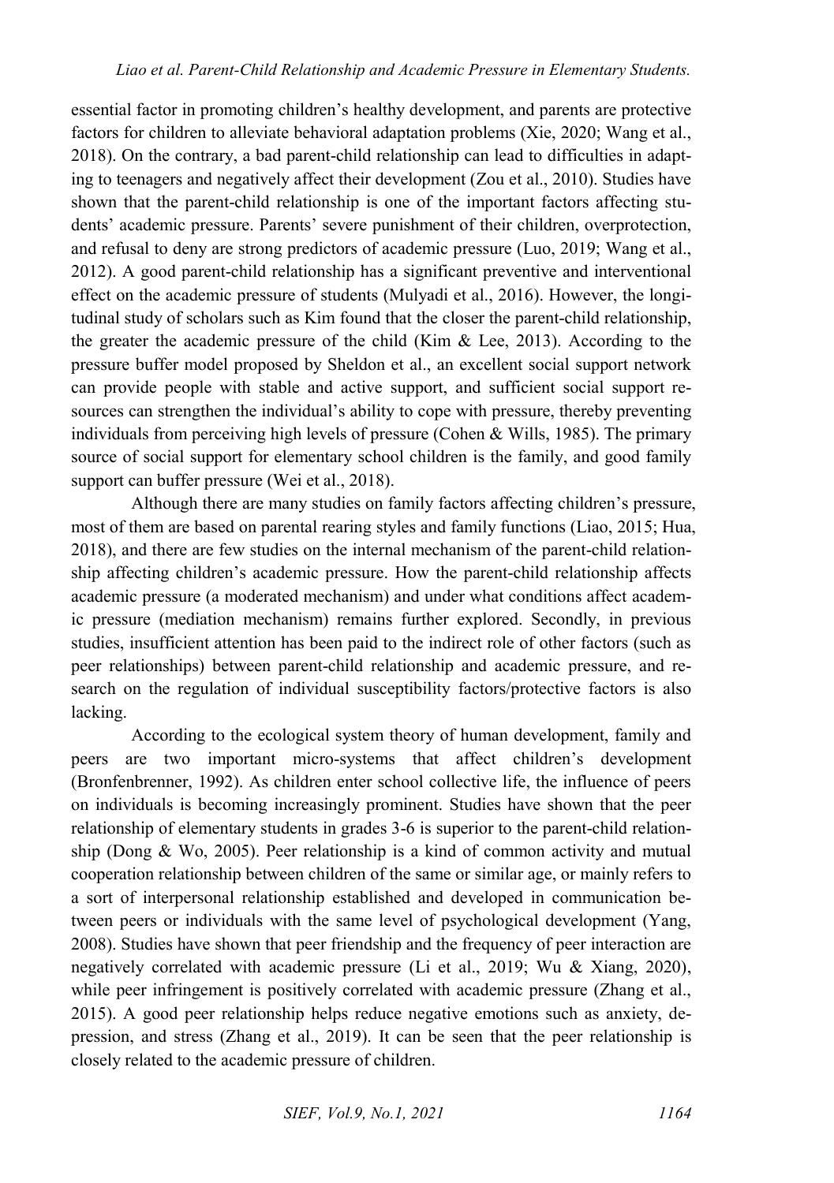essential factor in promoting children's healthy development, and parents are protective factors for children to alleviate behavioral adaptation problems (Xie, 2020; Wang et al., 2018). On the contrary, a bad parent-child relationship can lead to difficulties in adapting to teenagers and negatively affect their development (Zou et al., 2010). Studies have shown that the parent-child relationship is one of the important factors affecting students' academic pressure. Parents' severe punishment of their children, overprotection, and refusal to deny are strong predictors of academic pressure (Luo, 2019; Wang et al., 2012). A good parent-child relationship has a significant preventive and interventional effect on the academic pressure of students (Mulyadi et al., 2016). However, the longitudinal study of scholars such as Kim found that the closer the parent-child relationship, the greater the academic pressure of the child (Kim & Lee, 2013). According to the pressure buffer model proposed by Sheldon et al., an excellent social support network can provide people with stable and active support, and sufficient social support resources can strengthen the individual's ability to cope with pressure, thereby preventing individuals from perceiving high levels of pressure (Cohen & Wills, 1985). The primary source of social support for elementary school children is the family, and good family support can buffer pressure (Wei et al., 2018).

Although there are many studies on family factors affecting children's pressure, most of them are based on parental rearing styles and family functions (Liao, 2015; Hua, 2018), and there are few studies on the internal mechanism of the parent-child relationship affecting children's academic pressure. How the parent-child relationship affects academic pressure (a moderated mechanism) and under what conditions affect academic pressure (mediation mechanism) remains further explored. Secondly, in previous studies, insufficient attention has been paid to the indirect role of other factors (such as peer relationships) between parent-child relationship and academic pressure, and research on the regulation of individual susceptibility factors/protective factors is also lacking.

According to the ecological system theory of human development, family and peers are two important micro-systems that affect children's development (Bronfenbrenner, 1992). As children enter school collective life, the influence of peers on individuals is becoming increasingly prominent. Studies have shown that the peer relationship of elementary students in grades 3-6 is superior to the parent-child relationship (Dong & Wo, 2005). Peer relationship is a kind of common activity and mutual cooperation relationship between children of the same or similar age, or mainly refers to a sort of interpersonal relationship established and developed in communication between peers or individuals with the same level of psychological development (Yang, 2008). Studies have shown that peer friendship and the frequency of peer interaction are negatively correlated with academic pressure (Li et al., 2019; Wu & Xiang, 2020), while peer infringement is positively correlated with academic pressure (Zhang et al., 2015). A good peer relationship helps reduce negative emotions such as anxiety, depression, and stress (Zhang et al., 2019). It can be seen that the peer relationship is closely related to the academic pressure of children.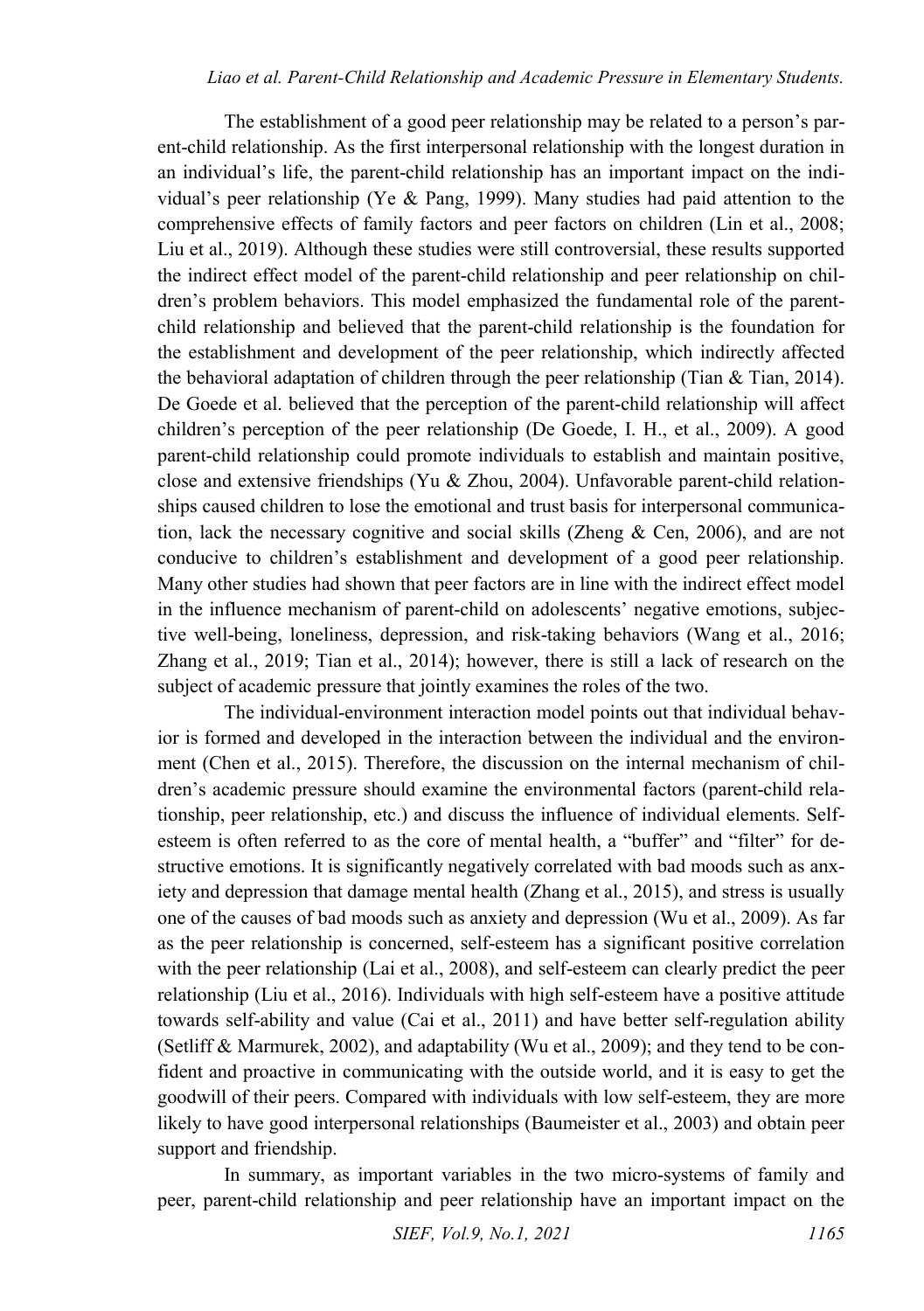The establishment of a good peer relationship may be related to a person's parent-child relationship. As the first interpersonal relationship with the longest duration in an individual's life, the parent-child relationship has an important impact on the individual's peer relationship (Ye & Pang, 1999). Many studies had paid attention to the comprehensive effects of family factors and peer factors on children (Lin et al., 2008; Liu et al., 2019). Although these studies were still controversial, these results supported the indirect effect model of the parent-child relationship and peer relationship on children's problem behaviors. This model emphasized the fundamental role of the parent-child relationship and believed that the parent-child relationship is the foundation for the establishment and development of the peer relationship, which indirectly affected the behavioral adaptation of children through the peer relationship (Tian & Tian, 2014). De Goede et al. believed that the perception of the parent-child relationship will affect children's perception of the peer relationship (De Goede, I. H., et al., 2009). A good parent-child relationship could promote individuals to establish and maintain positive, close and extensive friendships (Yu & Zhou, 2004). Unfavorable parent-child relationships caused children to lose the emotional and trust basis for interpersonal communication, lack the necessary cognitive and social skills (Zheng & Cen, 2006), and are not conducive to children's establishment and development of a good peer relationship. Many other studies had shown that peer factors are in line with the indirect effect model in the influence mechanism of parent-child on adolescents' negative emotions, subjective well-being, loneliness, depression, and risk-taking behaviors (Wang et al., 2016; Zhang et al., 2019; Tian et al., 2014); however, there is still a lack of research on the subject of academic pressure that jointly examines the roles of the two.

The individual-environment interaction model points out that individual behavior is formed and developed in the interaction between the individual and the environment (Chen et al., 2015). Therefore, the discussion on the internal mechanism of children's academic pressure should examine the environmental factors (parent-child relationship, peer relationship, etc.) and discuss the influence of individual elements. Self-esteem is often referred to as the core of mental health, a "buffer" and "filter" for destructive emotions. It is significantly negatively correlated with bad moods such as anxiety and depression that damage mental health (Zhang et al., 2015), and stress is usually one of the causes of bad moods such as anxiety and depression (Wu et al., 2009). As far as the peer relationship is concerned, self-esteem has a significant positive correlation with the peer relationship (Lai et al., 2008), and self-esteem can clearly predict the peer relationship (Liu et al., 2016). Individuals with high self-esteem have a positive attitude towards self-ability and value (Cai et al., 2011) and have better self-regulation ability (Setliff & Marmurek, 2002), and adaptability (Wu et al., 2009); and they tend to be confident and proactive in communicating with the outside world, and it is easy to get the goodwill of their peers. Compared with individuals with low self-esteem, they are more likely to have good interpersonal relationships (Baumeister et al., 2003) and obtain peer support and friendship.

In summary, as important variables in the two micro-systems of family and peer, parent-child relationship and peer relationship have an important impact on the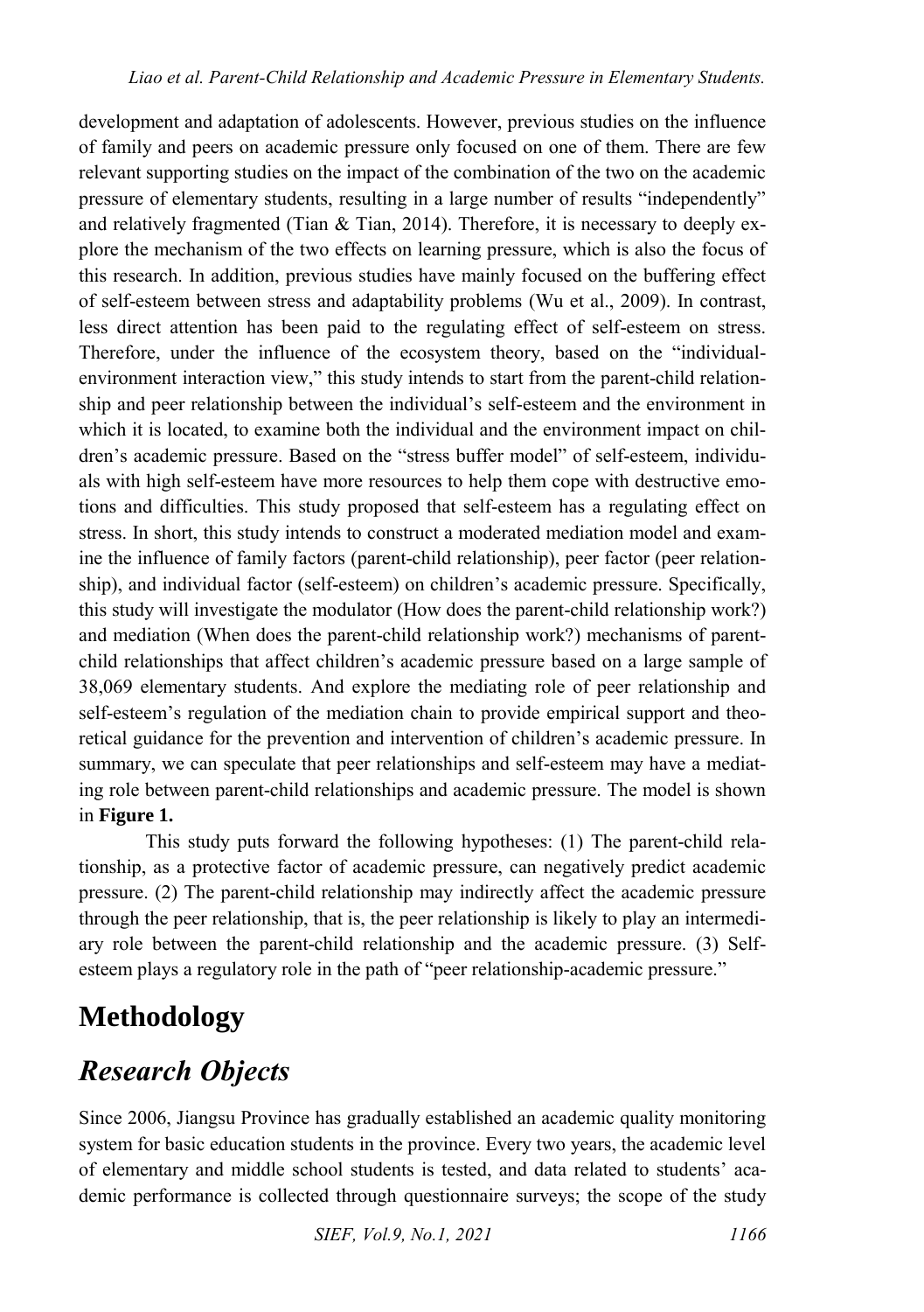development and adaptation of adolescents. However, previous studies on the influence of family and peers on academic pressure only focused on one of them. There are few relevant supporting studies on the impact of the combination of the two on the academic pressure of elementary students, resulting in a large number of results "independently" and relatively fragmented (Tian & Tian, 2014). Therefore, it is necessary to deeply explore the mechanism of the two effects on learning pressure, which is also the focus of this research. In addition, previous studies have mainly focused on the buffering effect of self-esteem between stress and adaptability problems (Wu et al., 2009). In contrast, less direct attention has been paid to the regulating effect of self-esteem on stress. Therefore, under the influence of the ecosystem theory, based on the "individual-environment interaction view," this study intends to start from the parent-child relationship and peer relationship between the individual's self-esteem and the environment in which it is located, to examine both the individual and the environment impact on children's academic pressure. Based on the "stress buffer model" of self-esteem, individuals with high self-esteem have more resources to help them cope with destructive emotions and difficulties. This study proposed that self-esteem has a regulating effect on stress. In short, this study intends to construct a moderated mediation model and examine the influence of family factors (parent-child relationship), peer factor (peer relationship), and individual factor (self-esteem) on children's academic pressure. Specifically, this study will investigate the modulator (How does the parent-child relationship work?) and mediation (When does the parent-child relationship work?) mechanisms of parent-child relationships that affect children's academic pressure based on a large sample of 38,069 elementary students. And explore the mediating role of peer relationship and self-esteem's regulation of the mediation chain to provide empirical support and theoretical guidance for the prevention and intervention of children's academic pressure. In summary, we can speculate that peer relationships and self-esteem may have a mediating role between parent-child relationships and academic pressure. The model is shown in **Figure 1.**

This study puts forward the following hypotheses: (1) The parent-child relationship, as a protective factor of academic pressure, can negatively predict academic pressure. (2) The parent-child relationship may indirectly affect the academic pressure through the peer relationship, that is, the peer relationship is likely to play an intermediary role between the parent-child relationship and the academic pressure. (3) Self-esteem plays a regulatory role in the path of "peer relationship-academic pressure."

# Methodology

## *Research Objects*

Since 2006, Jiangsu Province has gradually established an academic quality monitoring system for basic education students in the province. Every two years, the academic level of elementary and middle school students is tested, and data related to students' academic performance is collected through questionnaire surveys; the scope of the study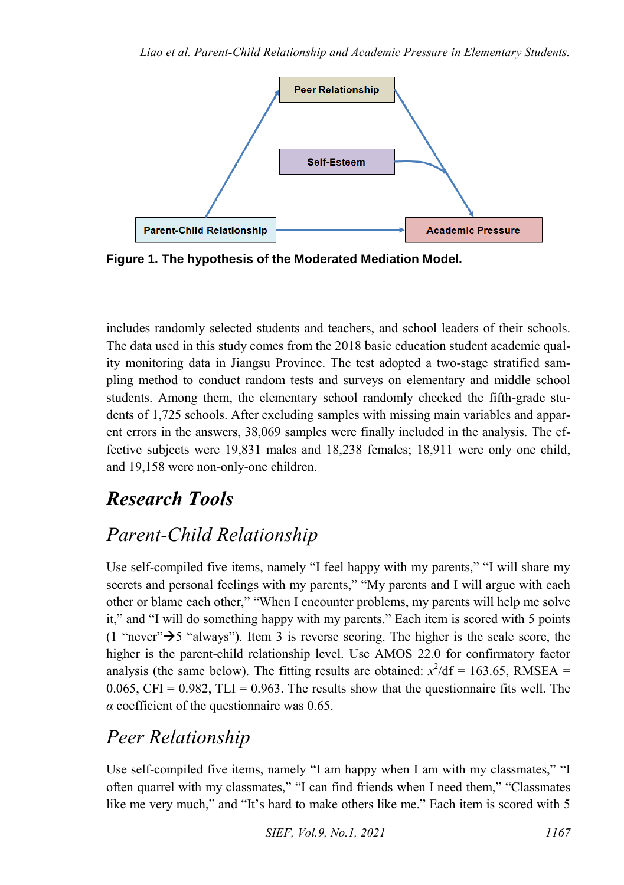**Figure 1. The hypothesis of the Moderated Mediation Model.**

includes randomly selected students and teachers, and school leaders of their schools. The data used in this study comes from the 2018 basic education student academic quality monitoring data in Jiangsu Province. The test adopted a two-stage stratified sampling method to conduct random tests and surveys on elementary and middle school students. Among them, the elementary school randomly checked the fifth-grade students of 1,725 schools. After excluding samples with missing main variables and apparent errors in the answers, 38,069 samples were finally included in the analysis. The effective subjects were 19,831 males and 18,238 females; 18,911 were only one child, and 19,158 were non-only-one children.

## Research Tools

### Parent-Child Relationship

Use self-compiled five items, namely "I feel happy with my parents," "I will share my secrets and personal feelings with my parents," "My parents and I will argue with each other or blame each other," "When I encounter problems, my parents will help me solve it," and "I will do something happy with my parents." Each item is scored with 5 points (1 "never"→5 "always"). Item 3 is reverse scoring. The higher is the scale score, the higher is the parent-child relationship level. Use AMOS 22.0 for confirmatory factor analysis (the same below). The fitting results are obtained: $x^2$/df = 163.65, RMSEA = 0.065, CFI = 0.982, TLI = 0.963. The results show that the questionnaire fits well. The $\alpha$ coefficient of the questionnaire was 0.65.

### Peer Relationship

Use self-compiled five items, namely "I am happy when I am with my classmates," "I often quarrel with my classmates," "I can find friends when I need them," "Classmates like me very much," and "It's hard to make others like me." Each item is scored with 5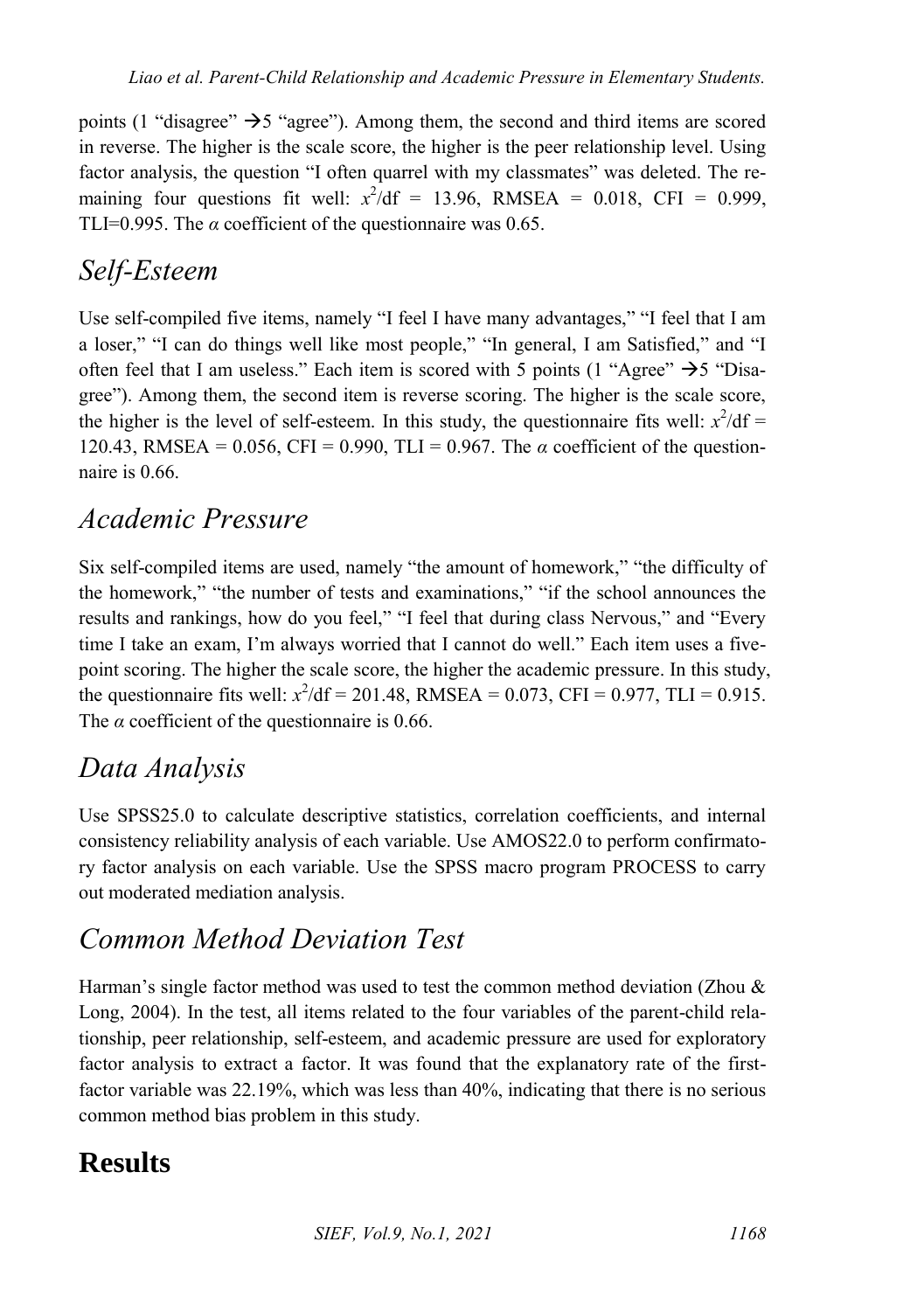points (1 "disagree" →5 "agree"). Among them, the second and third items are scored in reverse. The higher is the scale score, the higher is the peer relationship level. Using factor analysis, the question "I often quarrel with my classmates" was deleted. The remaining four questions fit well: $x^2$/df = 13.96, RMSEA = 0.018, CFI = 0.999, TLI=0.995. The $\alpha$ coefficient of the questionnaire was 0.65.

## *Self-Esteem*

Use self-compiled five items, namely "I feel I have many advantages," "I feel that I am a loser," "I can do things well like most people," "In general, I am Satisfied," and "I often feel that I am useless." Each item is scored with 5 points (1 "Agree" →5 "Disagree"). Among them, the second item is reverse scoring. The higher is the scale score, the higher is the level of self-esteem. In this study, the questionnaire fits well: $x^2$/df = 120.43, RMSEA = 0.056, CFI = 0.990, TLI = 0.967. The $\alpha$ coefficient of the questionnaire is 0.66.

## *Academic Pressure*

Six self-compiled items are used, namely "the amount of homework," "the difficulty of the homework," "the number of tests and examinations," "if the school announces the results and rankings, how do you feel," "I feel that during class Nervous," and "Every time I take an exam, I'm always worried that I cannot do well." Each item uses a five-point scoring. The higher the scale score, the higher the academic pressure. In this study, the questionnaire fits well: $x^2$/df = 201.48, RMSEA = 0.073, CFI = 0.977, TLI = 0.915. The $\alpha$ coefficient of the questionnaire is 0.66.

## *Data Analysis*

Use SPSS25.0 to calculate descriptive statistics, correlation coefficients, and internal consistency reliability analysis of each variable. Use AMOS22.0 to perform confirmatory factor analysis on each variable. Use the SPSS macro program PROCESS to carry out moderated mediation analysis.

## *Common Method Deviation Test*

Harman's single factor method was used to test the common method deviation (Zhou & Long, 2004). In the test, all items related to the four variables of the parent-child relationship, peer relationship, self-esteem, and academic pressure are used for exploratory factor analysis to extract a factor. It was found that the explanatory rate of the first-factor variable was 22.19%, which was less than 40%, indicating that there is no serious common method bias problem in this study.

# Results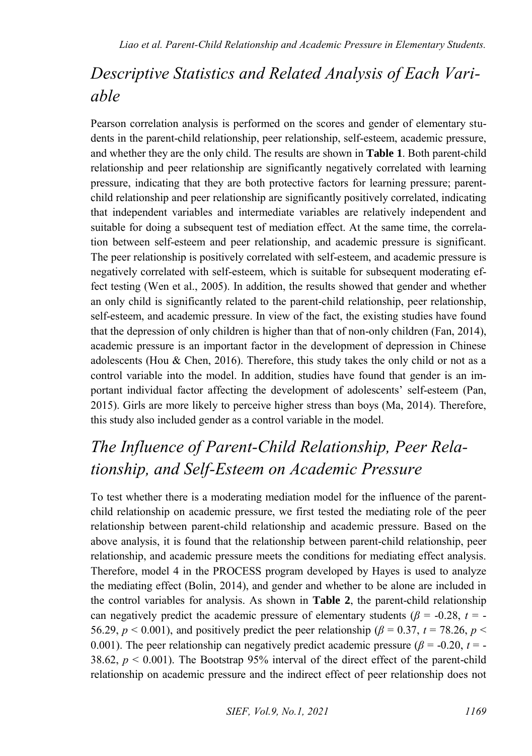## Descriptive Statistics and Related Analysis of Each Variable

Pearson correlation analysis is performed on the scores and gender of elementary students in the parent-child relationship, peer relationship, self-esteem, academic pressure, and whether they are the only child. The results are shown in **Table 1**. Both parent-child relationship and peer relationship are significantly negatively correlated with learning pressure, indicating that they are both protective factors for learning pressure; parent-child relationship and peer relationship are significantly positively correlated, indicating that independent variables and intermediate variables are relatively independent and suitable for doing a subsequent test of mediation effect. At the same time, the correlation between self-esteem and peer relationship, and academic pressure is significant. The peer relationship is positively correlated with self-esteem, and academic pressure is negatively correlated with self-esteem, which is suitable for subsequent moderating effect testing (Wen et al., 2005). In addition, the results showed that gender and whether an only child is significantly related to the parent-child relationship, peer relationship, self-esteem, and academic pressure. In view of the fact, the existing studies have found that the depression of only children is higher than that of non-only children (Fan, 2014), academic pressure is an important factor in the development of depression in Chinese adolescents (Hou & Chen, 2016). Therefore, this study takes the only child or not as a control variable into the model. In addition, studies have found that gender is an important individual factor affecting the development of adolescents' self-esteem (Pan, 2015). Girls are more likely to perceive higher stress than boys (Ma, 2014). Therefore, this study also included gender as a control variable in the model.

## The Influence of Parent-Child Relationship, Peer Relationship, and Self-Esteem on Academic Pressure

To test whether there is a moderating mediation model for the influence of the parent-child relationship on academic pressure, we first tested the mediating role of the peer relationship between parent-child relationship and academic pressure. Based on the above analysis, it is found that the relationship between parent-child relationship, peer relationship, and academic pressure meets the conditions for mediating effect analysis. Therefore, model 4 in the PROCESS program developed by Hayes is used to analyze the mediating effect (Bolin, 2014), and gender and whether to be alone are included in the control variables for analysis. As shown in **Table 2**, the parent-child relationship can negatively predict the academic pressure of elementary students ($\beta = -0.28$, $t = -56.29$, $p < 0.001$), and positively predict the peer relationship ($\beta = 0.37$, $t = 78.26$, $p < 0.001$). The peer relationship can negatively predict academic pressure ($\beta = -0.20$, $t = -38.62$, $p < 0.001$). The Bootstrap 95% interval of the direct effect of the parent-child relationship on academic pressure and the indirect effect of peer relationship does not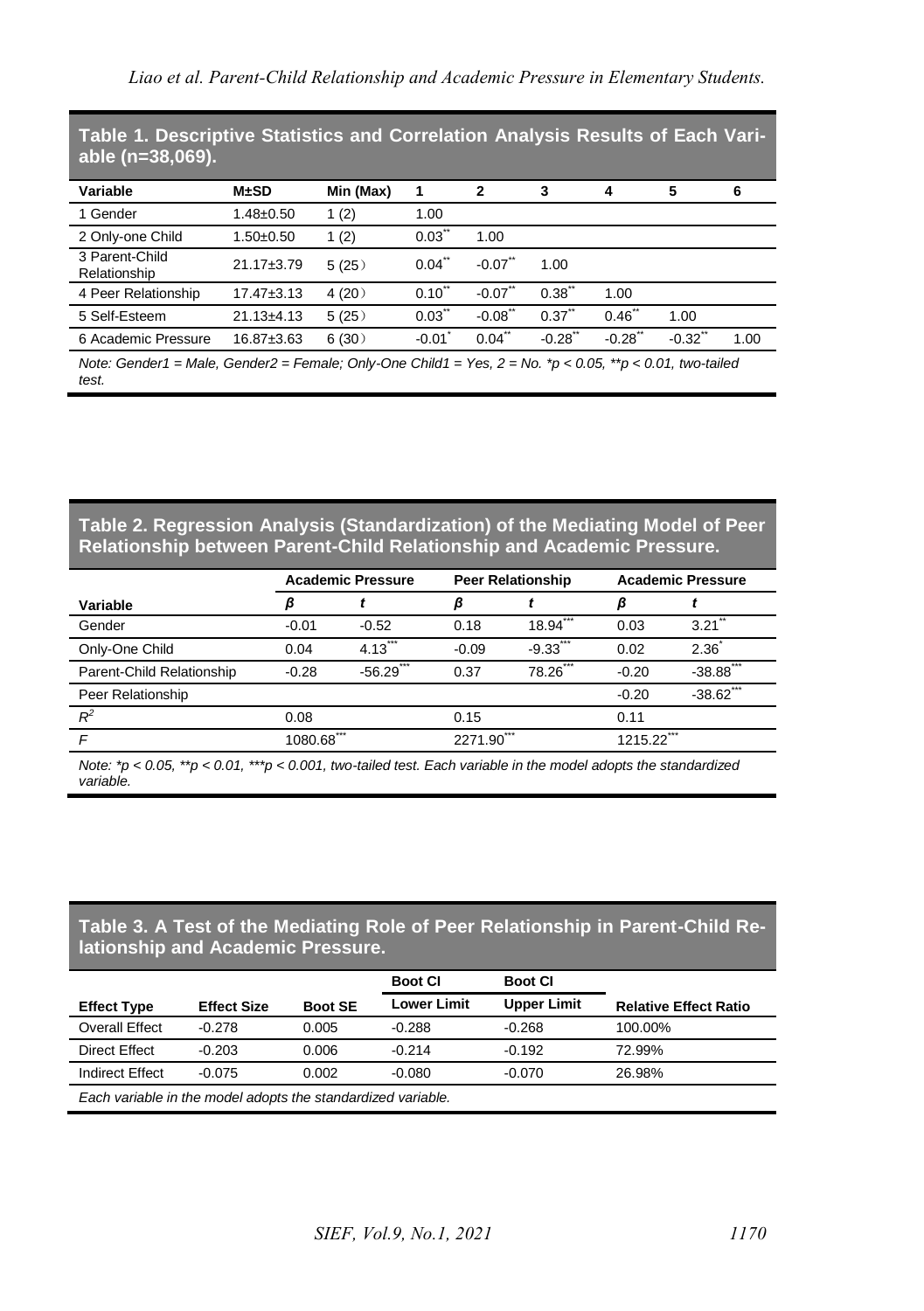**Table 1. Descriptive Statistics and Correlation Analysis Results of Each Variable (n=38,069).**

| Variable | M±SD | Min (Max) | 1 | 2 | 3 | 4 | 5 | 6 |
|---|---|---|---|---|---|---|---|---|
| 1 Gender | 1.48±0.50 | 1 (2) | 1.00 | | | | | |
| 2 Only-one Child | 1.50±0.50 | 1 (2) | 0.03** | 1.00 | | | | |
| 3 Parent-Child Relationship | 21.17±3.79 | 5 (25) | 0.04** | -0.07** | 1.00 | | | |
| 4 Peer Relationship | 17.47±3.13 | 4 (20) | 0.10** | -0.07** | 0.38** | 1.00 | | |
| 5 Self-Esteem | 21.13±4.13 | 5 (25) | 0.03** | -0.08** | 0.37** | 0.46** | 1.00 | |
| 6 Academic Pressure | 16.87±3.63 | 6 (30) | -0.01* | 0.04** | -0.28** | -0.28** | -0.32** | 1.00 |

*Note: Gender1 = Male, Gender2 = Female; Only-One Child1 = Yes, 2 = No. *p < 0.05, **p < 0.01, two-tailed test.*

**Table 2. Regression Analysis (Standardization) of the Mediating Model of Peer Relationship between Parent-Child Relationship and Academic Pressure.**

| | Academic Pressure | | Peer Relationship | | Academic Pressure | |
|---|---|---|---|---|---|---|
| Variable | $\beta$ | $t$ | $\beta$ | $t$ | $\beta$ | $t$ |
| Gender | -0.01 | -0.52 | 0.18 | 18.94*** | 0.03 | 3.21** |
| Only-One Child | 0.04 | 4.13*** | -0.09 | -9.33*** | 0.02 | 2.36* |
| Parent-Child Relationship | -0.28 | -56.29*** | 0.37 | 78.26*** | -0.20 | -38.88*** |
| Peer Relationship | | | | | -0.20 | -38.62*** |
| $R^2$ | 0.08 | | 0.15 | | 0.11 | |
| $F$ | 1080.68*** | | 2271.90*** | | 1215.22*** | |

*Note: *p < 0.05, **p < 0.01, ***p < 0.001, two-tailed test. Each variable in the model adopts the standardized variable.*

**Table 3. A Test of the Mediating Role of Peer Relationship in Parent-Child Relationship and Academic Pressure.**

| Effect Type | Effect Size | Boot SE | Boot CI Lower Limit | Boot CI Upper Limit | Relative Effect Ratio |
|---|---|---|---|---|---|
| Overall Effect | -0.278 | 0.005 | -0.288 | -0.268 | 100.00% |
| Direct Effect | -0.203 | 0.006 | -0.214 | -0.192 | 72.99% |
| Indirect Effect | -0.075 | 0.002 | -0.080 | -0.070 | 26.98% |

*Each variable in the model adopts the standardized variable.*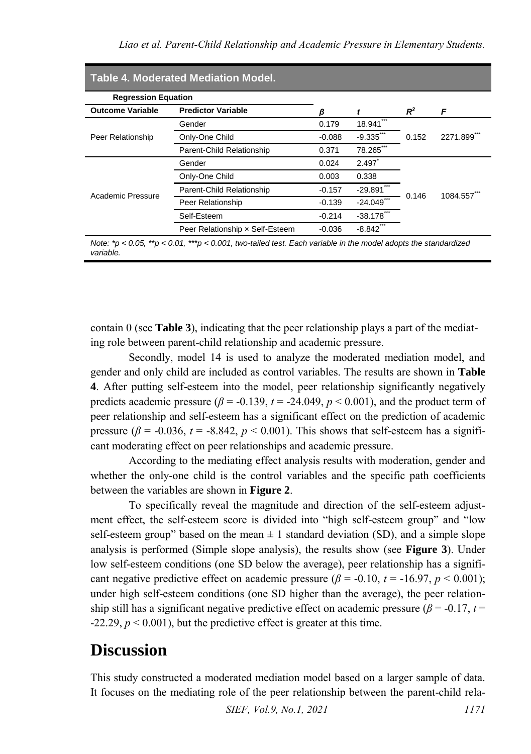**Table 4. Moderated Mediation Model.**

| Regression Equation | | | | | |
|---|---|---|---|---|---|
| **Outcome Variable** | **Predictor Variable** | **β** | ***t*** | $R^2$ | ***F*** |
| Peer Relationship | Gender | 0.179 | 18.941*** | 0.152 | 2271.899*** |
| | Only-One Child | -0.088 | -9.335*** | | |
| | Parent-Child Relationship | 0.371 | 78.265*** | | |
| Academic Pressure | Gender | 0.024 | 2.497* | 0.146 | 1084.557*** |
| | Only-One Child | 0.003 | 0.338 | | |
| | Parent-Child Relationship | -0.157 | -29.891*** | | |
| | Peer Relationship | -0.139 | -24.049*** | | |
| | Self-Esteem | -0.214 | -38.178*** | | |
| | Peer Relationship × Self-Esteem | -0.036 | -8.842*** | | |

*Note: *p < 0.05, **p < 0.01, ***p < 0.001, two-tailed test. Each variable in the model adopts the standardized variable.*

contain 0 (see **Table 3**), indicating that the peer relationship plays a part of the mediating role between parent-child relationship and academic pressure.

Secondly, model 14 is used to analyze the moderated mediation model, and gender and only child are included as control variables. The results are shown in **Table 4**. After putting self-esteem into the model, peer relationship significantly negatively predicts academic pressure ($\beta$ = -0.139, $t$ = -24.049, $p < 0.001$), and the product term of peer relationship and self-esteem has a significant effect on the prediction of academic pressure ($\beta$ = -0.036, $t$ = -8.842, $p < 0.001$). This shows that self-esteem has a significant moderating effect on peer relationships and academic pressure.

According to the mediating effect analysis results with moderation, gender and whether the only-one child is the control variables and the specific path coefficients between the variables are shown in **Figure 2**.

To specifically reveal the magnitude and direction of the self-esteem adjustment effect, the self-esteem score is divided into "high self-esteem group" and "low self-esteem group" based on the mean ± 1 standard deviation (SD), and a simple slope analysis is performed (Simple slope analysis), the results show (see **Figure 3**). Under low self-esteem conditions (one SD below the average), peer relationship has a significant negative predictive effect on academic pressure ($\beta$ = -0.10, $t$ = -16.97, $p < 0.001$); under high self-esteem conditions (one SD higher than the average), the peer relationship still has a significant negative predictive effect on academic pressure ($\beta$ = -0.17, $t$ = -22.29, $p < 0.001$), but the predictive effect is greater at this time.

# Discussion

This study constructed a moderated mediation model based on a larger sample of data. It focuses on the mediating role of the peer relationship between the parent-child rela-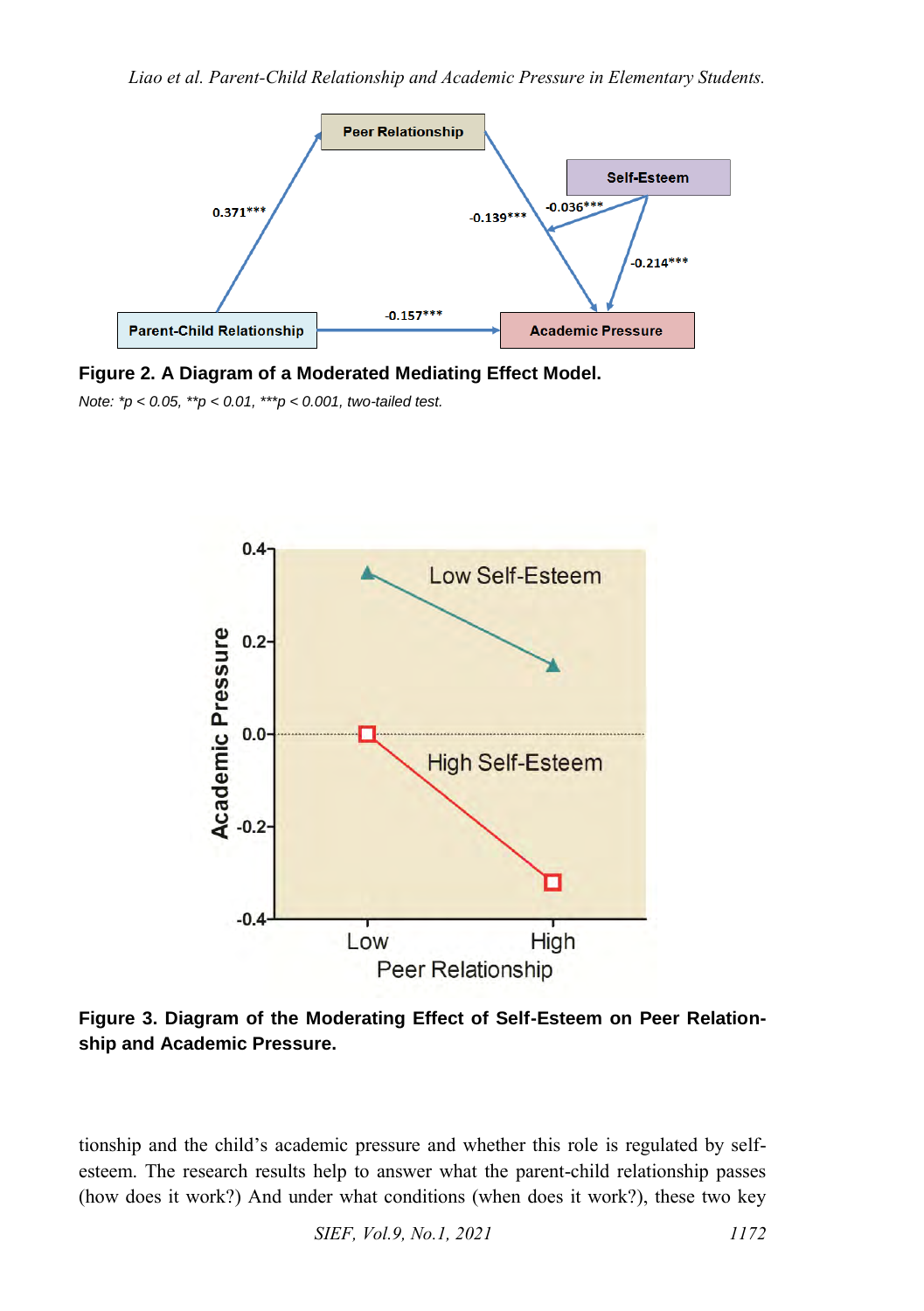**Figure 2. A Diagram of a Moderated Mediating Effect Model.**

*Note: \*p < 0.05, \*\*p < 0.01, \*\*\*p < 0.001, two-tailed test.*

**Figure 3. Diagram of the Moderating Effect of Self-Esteem on Peer Relationship and Academic Pressure.**

tionship and the child's academic pressure and whether this role is regulated by self-esteem. The research results help to answer what the parent-child relationship passes (how does it work?) And under what conditions (when does it work?), these two key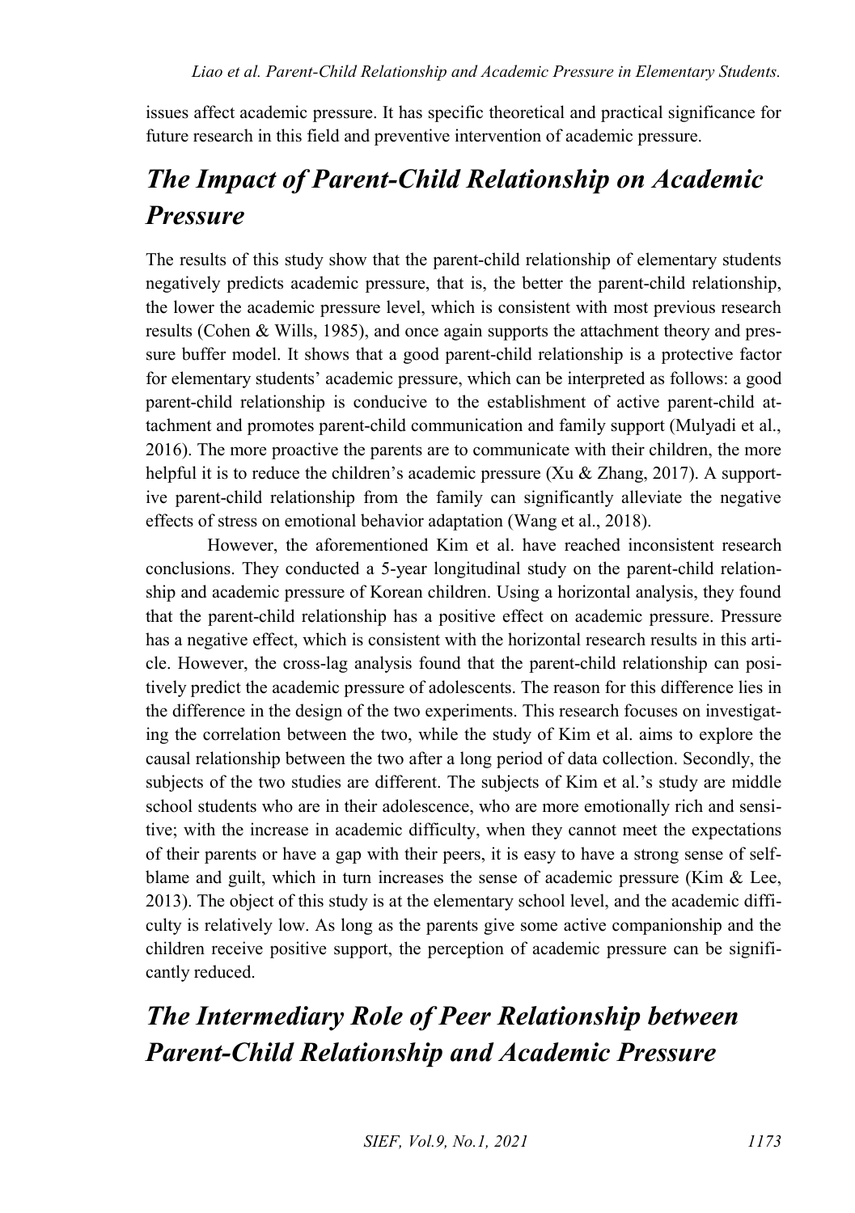issues affect academic pressure. It has specific theoretical and practical significance for future research in this field and preventive intervention of academic pressure.

## *The Impact of Parent-Child Relationship on Academic Pressure*

The results of this study show that the parent-child relationship of elementary students negatively predicts academic pressure, that is, the better the parent-child relationship, the lower the academic pressure level, which is consistent with most previous research results (Cohen & Wills, 1985), and once again supports the attachment theory and pressure buffer model. It shows that a good parent-child relationship is a protective factor for elementary students' academic pressure, which can be interpreted as follows: a good parent-child relationship is conducive to the establishment of active parent-child attachment and promotes parent-child communication and family support (Mulyadi et al., 2016). The more proactive the parents are to communicate with their children, the more helpful it is to reduce the children's academic pressure (Xu & Zhang, 2017). A supportive parent-child relationship from the family can significantly alleviate the negative effects of stress on emotional behavior adaptation (Wang et al., 2018).

However, the aforementioned Kim et al. have reached inconsistent research conclusions. They conducted a 5-year longitudinal study on the parent-child relationship and academic pressure of Korean children. Using a horizontal analysis, they found that the parent-child relationship has a positive effect on academic pressure. Pressure has a negative effect, which is consistent with the horizontal research results in this article. However, the cross-lag analysis found that the parent-child relationship can positively predict the academic pressure of adolescents. The reason for this difference lies in the difference in the design of the two experiments. This research focuses on investigating the correlation between the two, while the study of Kim et al. aims to explore the causal relationship between the two after a long period of data collection. Secondly, the subjects of the two studies are different. The subjects of Kim et al.'s study are middle school students who are in their adolescence, who are more emotionally rich and sensitive; with the increase in academic difficulty, when they cannot meet the expectations of their parents or have a gap with their peers, it is easy to have a strong sense of self-blame and guilt, which in turn increases the sense of academic pressure (Kim & Lee, 2013). The object of this study is at the elementary school level, and the academic difficulty is relatively low. As long as the parents give some active companionship and the children receive positive support, the perception of academic pressure can be significantly reduced.

## *The Intermediary Role of Peer Relationship between Parent-Child Relationship and Academic Pressure*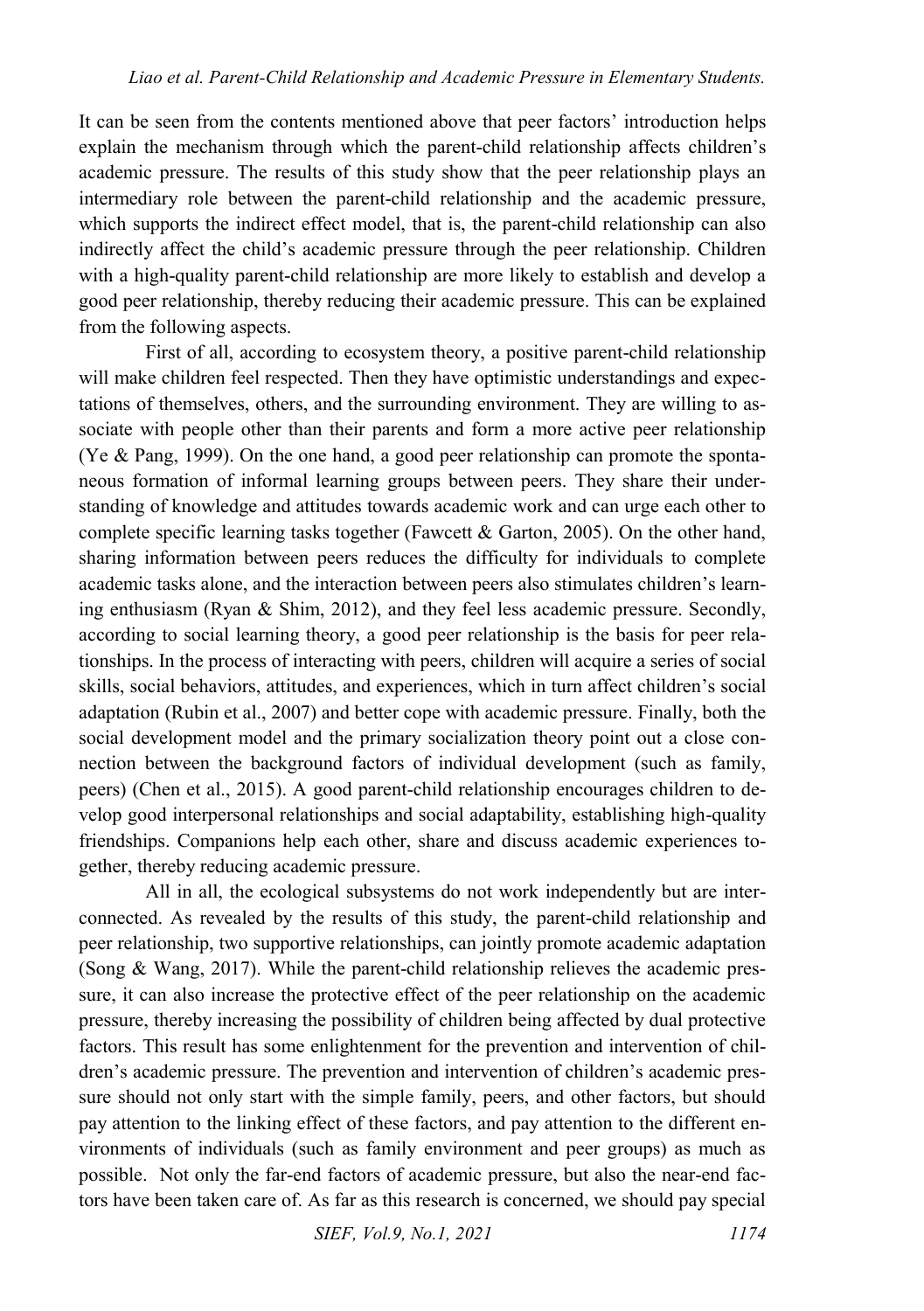It can be seen from the contents mentioned above that peer factors' introduction helps explain the mechanism through which the parent-child relationship affects children's academic pressure. The results of this study show that the peer relationship plays an intermediary role between the parent-child relationship and the academic pressure, which supports the indirect effect model, that is, the parent-child relationship can also indirectly affect the child's academic pressure through the peer relationship. Children with a high-quality parent-child relationship are more likely to establish and develop a good peer relationship, thereby reducing their academic pressure. This can be explained from the following aspects.

First of all, according to ecosystem theory, a positive parent-child relationship will make children feel respected. Then they have optimistic understandings and expectations of themselves, others, and the surrounding environment. They are willing to associate with people other than their parents and form a more active peer relationship (Ye & Pang, 1999). On the one hand, a good peer relationship can promote the spontaneous formation of informal learning groups between peers. They share their understanding of knowledge and attitudes towards academic work and can urge each other to complete specific learning tasks together (Fawcett & Garton, 2005). On the other hand, sharing information between peers reduces the difficulty for individuals to complete academic tasks alone, and the interaction between peers also stimulates children's learning enthusiasm (Ryan & Shim, 2012), and they feel less academic pressure. Secondly, according to social learning theory, a good peer relationship is the basis for peer relationships. In the process of interacting with peers, children will acquire a series of social skills, social behaviors, attitudes, and experiences, which in turn affect children's social adaptation (Rubin et al., 2007) and better cope with academic pressure. Finally, both the social development model and the primary socialization theory point out a close connection between the background factors of individual development (such as family, peers) (Chen et al., 2015). A good parent-child relationship encourages children to develop good interpersonal relationships and social adaptability, establishing high-quality friendships. Companions help each other, share and discuss academic experiences together, thereby reducing academic pressure.

All in all, the ecological subsystems do not work independently but are interconnected. As revealed by the results of this study, the parent-child relationship and peer relationship, two supportive relationships, can jointly promote academic adaptation (Song & Wang, 2017). While the parent-child relationship relieves the academic pressure, it can also increase the protective effect of the peer relationship on the academic pressure, thereby increasing the possibility of children being affected by dual protective factors. This result has some enlightenment for the prevention and intervention of children's academic pressure. The prevention and intervention of children's academic pressure should not only start with the simple family, peers, and other factors, but should pay attention to the linking effect of these factors, and pay attention to the different environments of individuals (such as family environment and peer groups) as much as possible. Not only the far-end factors of academic pressure, but also the near-end factors have been taken care of. As far as this research is concerned, we should pay special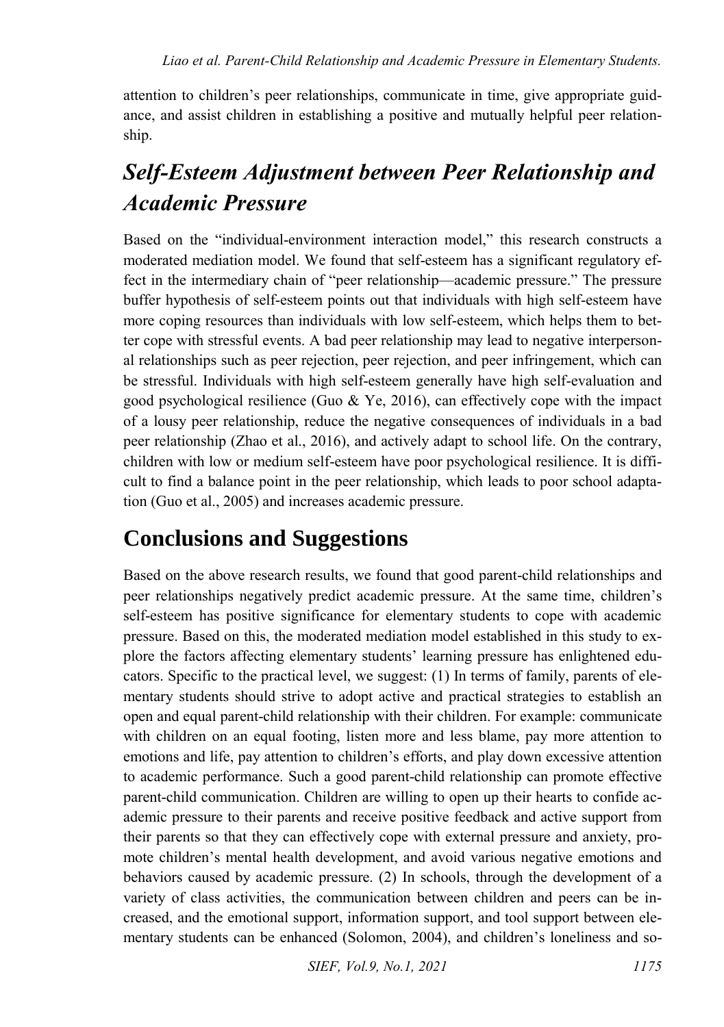attention to children's peer relationships, communicate in time, give appropriate guidance, and assist children in establishing a positive and mutually helpful peer relationship.

## *Self-Esteem Adjustment between Peer Relationship and Academic Pressure*

Based on the "individual-environment interaction model," this research constructs a moderated mediation model. We found that self-esteem has a significant regulatory effect in the intermediary chain of "peer relationship—academic pressure." The pressure buffer hypothesis of self-esteem points out that individuals with high self-esteem have more coping resources than individuals with low self-esteem, which helps them to better cope with stressful events. A bad peer relationship may lead to negative interpersonal relationships such as peer rejection, peer rejection, and peer infringement, which can be stressful. Individuals with high self-esteem generally have high self-evaluation and good psychological resilience (Guo & Ye, 2016), can effectively cope with the impact of a lousy peer relationship, reduce the negative consequences of individuals in a bad peer relationship (Zhao et al., 2016), and actively adapt to school life. On the contrary, children with low or medium self-esteem have poor psychological resilience. It is difficult to find a balance point in the peer relationship, which leads to poor school adaptation (Guo et al., 2005) and increases academic pressure.

## Conclusions and Suggestions

Based on the above research results, we found that good parent-child relationships and peer relationships negatively predict academic pressure. At the same time, children's self-esteem has positive significance for elementary students to cope with academic pressure. Based on this, the moderated mediation model established in this study to explore the factors affecting elementary students' learning pressure has enlightened educators. Specific to the practical level, we suggest: (1) In terms of family, parents of elementary students should strive to adopt active and practical strategies to establish an open and equal parent-child relationship with their children. For example: communicate with children on an equal footing, listen more and less blame, pay more attention to emotions and life, pay attention to children's efforts, and play down excessive attention to academic performance. Such a good parent-child relationship can promote effective parent-child communication. Children are willing to open up their hearts to confide academic pressure to their parents and receive positive feedback and active support from their parents so that they can effectively cope with external pressure and anxiety, promote children's mental health development, and avoid various negative emotions and behaviors caused by academic pressure. (2) In schools, through the development of a variety of class activities, the communication between children and peers can be increased, and the emotional support, information support, and tool support between elementary students can be enhanced (Solomon, 2004), and children's loneliness and so-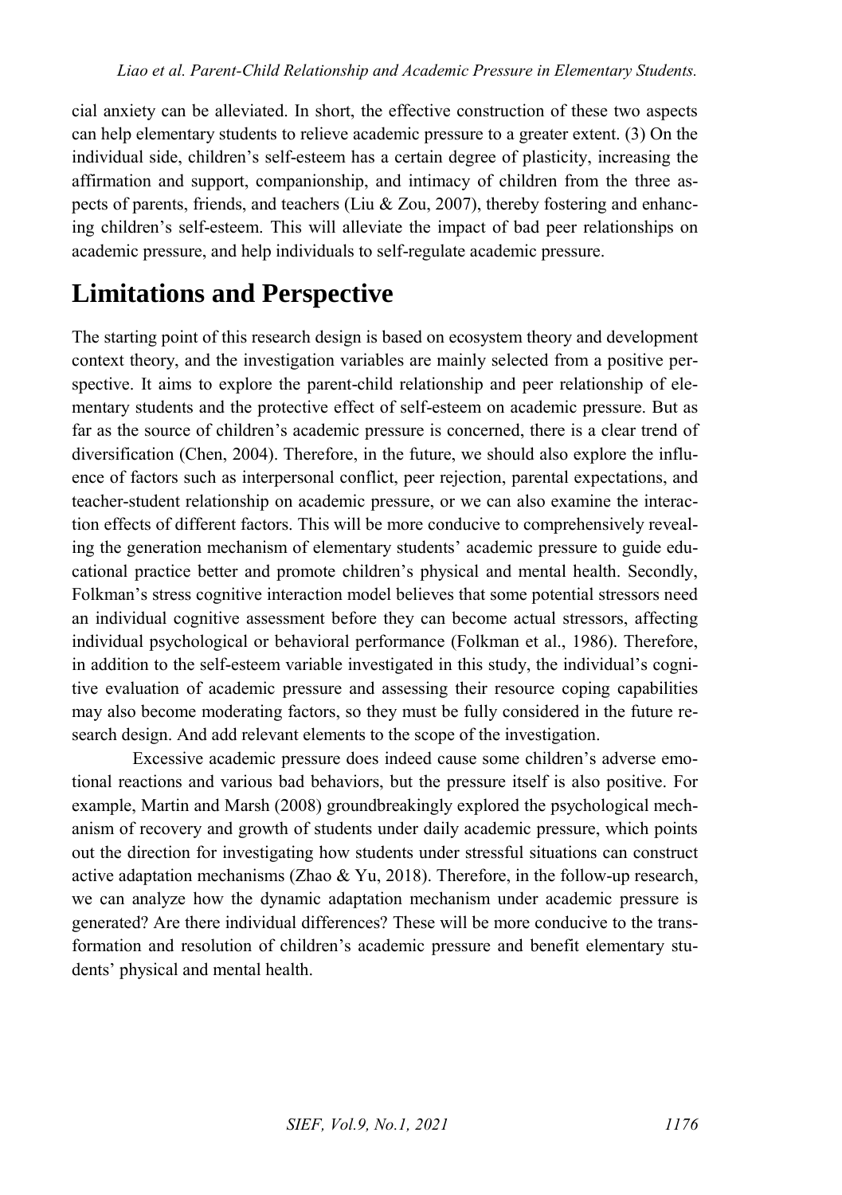cial anxiety can be alleviated. In short, the effective construction of these two aspects can help elementary students to relieve academic pressure to a greater extent. (3) On the individual side, children's self-esteem has a certain degree of plasticity, increasing the affirmation and support, companionship, and intimacy of children from the three aspects of parents, friends, and teachers (Liu & Zou, 2007), thereby fostering and enhancing children's self-esteem. This will alleviate the impact of bad peer relationships on academic pressure, and help individuals to self-regulate academic pressure.

# Limitations and Perspective

The starting point of this research design is based on ecosystem theory and development context theory, and the investigation variables are mainly selected from a positive perspective. It aims to explore the parent-child relationship and peer relationship of elementary students and the protective effect of self-esteem on academic pressure. But as far as the source of children's academic pressure is concerned, there is a clear trend of diversification (Chen, 2004). Therefore, in the future, we should also explore the influence of factors such as interpersonal conflict, peer rejection, parental expectations, and teacher-student relationship on academic pressure, or we can also examine the interaction effects of different factors. This will be more conducive to comprehensively revealing the generation mechanism of elementary students' academic pressure to guide educational practice better and promote children's physical and mental health. Secondly, Folkman's stress cognitive interaction model believes that some potential stressors need an individual cognitive assessment before they can become actual stressors, affecting individual psychological or behavioral performance (Folkman et al., 1986). Therefore, in addition to the self-esteem variable investigated in this study, the individual's cognitive evaluation of academic pressure and assessing their resource coping capabilities may also become moderating factors, so they must be fully considered in the future research design. And add relevant elements to the scope of the investigation.

Excessive academic pressure does indeed cause some children's adverse emotional reactions and various bad behaviors, but the pressure itself is also positive. For example, Martin and Marsh (2008) groundbreakingly explored the psychological mechanism of recovery and growth of students under daily academic pressure, which points out the direction for investigating how students under stressful situations can construct active adaptation mechanisms (Zhao & Yu, 2018). Therefore, in the follow-up research, we can analyze how the dynamic adaptation mechanism under academic pressure is generated? Are there individual differences? These will be more conducive to the transformation and resolution of children's academic pressure and benefit elementary students' physical and mental health.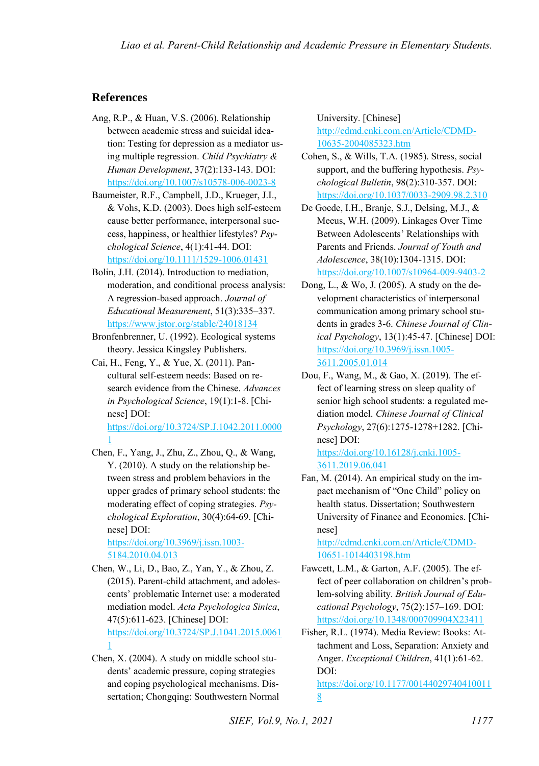## References

Ang, R.P., & Huan, V.S. (2006). Relationship between academic stress and suicidal ideation: Testing for depression as a mediator using multiple regression. *Child Psychiatry & Human Development*, 37(2):133-143. DOI: https://doi.org/10.1007/s10578-006-0023-8

Baumeister, R.F., Campbell, J.D., Krueger, J.I., & Vohs, K.D. (2003). Does high self-esteem cause better performance, interpersonal success, happiness, or healthier lifestyles? *Psychological Science*, 4(1):41-44. DOI: https://doi.org/10.1111/1529-1006.01431

Bolin, J.H. (2014). Introduction to mediation, moderation, and conditional process analysis: A regression-based approach. *Journal of Educational Measurement*, 51(3):335–337. https://www.jstor.org/stable/24018134

Bronfenbrenner, U. (1992). Ecological systems theory. Jessica Kingsley Publishers.

Cai, H., Feng, Y., & Yue, X. (2011). Pan-cultural self-esteem needs: Based on research evidence from the Chinese. *Advances in Psychological Science*, 19(1):1-8. [Chinese] DOI: https://doi.org/10.3724/SP.J.1042.2011.00001

Chen, F., Yang, J., Zhu, Z., Zhou, Q., & Wang, Y. (2010). A study on the relationship between stress and problem behaviors in the upper grades of primary school students: the moderating effect of coping strategies. *Psychological Exploration*, 30(4):64-69. [Chinese] DOI: https://doi.org/10.3969/j.issn.1003-5184.2010.04.013

Chen, W., Li, D., Bao, Z., Yan, Y., & Zhou, Z. (2015). Parent-child attachment, and adolescents' problematic Internet use: a moderated mediation model. *Acta Psychologica Sinica*, 47(5):611-623. [Chinese] DOI: https://doi.org/10.3724/SP.J.1041.2015.00611

Chen, X. (2004). A study on middle school students' academic pressure, coping strategies and coping psychological mechanisms. Dissertation; Chongqing: Southwestern Normal University. [Chinese] http://cdmd.cnki.com.cn/Article/CDMD-10635-2004085323.htm

Cohen, S., & Wills, T.A. (1985). Stress, social support, and the buffering hypothesis. *Psychological Bulletin*, 98(2):310-357. DOI: https://doi.org/10.1037/0033-2909.98.2.310

De Goede, I.H., Branje, S.J., Delsing, M.J., & Meeus, W.H. (2009). Linkages Over Time Between Adolescents' Relationships with Parents and Friends. *Journal of Youth and Adolescence*, 38(10):1304-1315. DOI: https://doi.org/10.1007/s10964-009-9403-2

Dong, L., & Wo, J. (2005). A study on the development characteristics of interpersonal communication among primary school students in grades 3-6. *Chinese Journal of Clinical Psychology*, 13(1):45-47. [Chinese] DOI: https://doi.org/10.3969/j.issn.1005-3611.2005.01.014

Dou, F., Wang, M., & Gao, X. (2019). The effect of learning stress on sleep quality of senior high school students: a regulated mediation model. *Chinese Journal of Clinical Psychology*, 27(6):1275-1278+1282. [Chinese] DOI: https://doi.org/10.16128/j.cnki.1005-3611.2019.06.041

Fan, M. (2014). An empirical study on the impact mechanism of "One Child" policy on health status. Dissertation; Southwestern University of Finance and Economics. [Chinese] http://cdmd.cnki.com.cn/Article/CDMD-10651-1014403198.htm

Fawcett, L.M., & Garton, A.F. (2005). The effect of peer collaboration on children's problem-solving ability. *British Journal of Educational Psychology*, 75(2):157–169. DOI: https://doi.org/10.1348/000709904X23411

Fisher, R.L. (1974). Media Review: Books: Attachment and Loss, Separation: Anxiety and Anger. *Exceptional Children*, 41(1):61-62. DOI: https://doi.org/10.1177/001440297404100118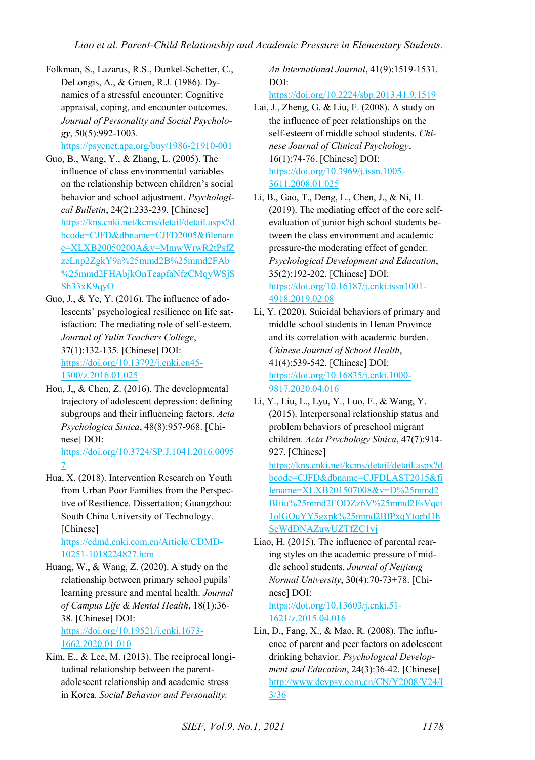Folkman, S., Lazarus, R.S., Dunkel-Schetter, C., DeLongis, A., & Gruen, R.J. (1986). Dynamics of a stressful encounter: Cognitive appraisal, coping, and encounter outcomes. *Journal of Personality and Social Psychology*, 50(5):992-1003. https://psycnet.apa.org/buy/1986-21910-001

Guo, B., Wang, Y., & Zhang, L. (2005). The influence of class environmental variables on the relationship between children's social behavior and school adjustment. *Psychological Bulletin*, 24(2):233-239. [Chinese] https://kns.cnki.net/kcms/detail/detail.aspx?dbcode=CJFD&dbname=CJFD2005&filename=XLXB20050200A&v=MmwWrwR2tPsfZzeLnp2ZgkY9a%25mmd2B%25mmd2FAb%25mmd2FHAbjkOnTcapfaNfzCMqyWSjSSh33xK9qyO

Guo, J., & Ye, Y. (2016). The influence of adolescents' psychological resilience on life satisfaction: The mediating role of self-esteem. *Journal of Yulin Teachers College*, 37(1):132-135. [Chinese] DOI: https://doi.org/10.13792/j.cnki.cn45-1300/z.2016.01.025

Hou, J,, & Chen, Z. (2016). The developmental trajectory of adolescent depression: defining subgroups and their influencing factors. *Acta Psychologica Sinica*, 48(8):957-968. [Chinese] DOI: https://doi.org/10.3724/SP.J.1041.2016.00957

Hua, X. (2018). Intervention Research on Youth from Urban Poor Families from the Perspective of Resilience. Dissertation; Guangzhou: South China University of Technology. [Chinese] https://cdmd.cnki.com.cn/Article/CDMD-10251-1018224827.htm

Huang, W., & Wang, Z. (2020). A study on the relationship between primary school pupils' learning pressure and mental health. *Journal of Campus Life & Mental Health*, 18(1):36-38. [Chinese] DOI: https://doi.org/10.19521/j.cnki.1673-1662.2020.01.010

Kim, E., & Lee, M. (2013). The reciprocal longitudinal relationship between the parent-adolescent relationship and academic stress in Korea. *Social Behavior and Personality: An International Journal*, 41(9):1519-1531. DOI: https://doi.org/10.2224/sbp.2013.41.9.1519

Lai, J., Zheng, G. & Liu, F. (2008). A study on the influence of peer relationships on the self-esteem of middle school students. *Chinese Journal of Clinical Psychology*, 16(1):74-76. [Chinese] DOI: https://doi.org/10.3969/j.issn.1005-3611.2008.01.025

Li, B., Gao, T., Deng, L., Chen, J., & Ni, H. (2019). The mediating effect of the core self-evaluation of junior high school students between the class environment and academic pressure-the moderating effect of gender. *Psychological Development and Education*, 35(2):192-202. [Chinese] DOI: https://doi.org/10.16187/j.cnki.issn1001-4918.2019.02.08

Li, Y. (2020). Suicidal behaviors of primary and middle school students in Henan Province and its correlation with academic burden. *Chinese Journal of School Health*, 41(4):539-542. [Chinese] DOI: https://doi.org/10.16835/j.cnki.1000-9817.2020.04.016

Li, Y., Liu, L., Lyu, Y., Luo, F., & Wang, Y. (2015). Interpersonal relationship status and problem behaviors of preschool migrant children. *Acta Psychology Sinica*, 47(7):914-927. [Chinese] https://kns.cnki.net/kcms/detail/detail.aspx?dbcode=CJFD&dbname=CJFDLAST2015&filename=XLXB201507008&v=D%25mmd2BIiiu%25mmd2FODZz6V%25mmd2FsVqci1olGOuYY5gxpk%25mmd2BfPxqYtorhI1hScWdDNAZuwUZTfZC1yj

Liao, H. (2015). The influence of parental rearing styles on the academic pressure of middle school students. *Journal of Neijiang Normal University*, 30(4):70-73+78. [Chinese] DOI: https://doi.org/10.13603/j.cnki.51-1621/z.2015.04.016

Lin, D., Fang, X., & Mao, R. (2008). The influence of parent and peer factors on adolescent drinking behavior. *Psychological Development and Education*, 24(3):36-42. [Chinese] http://www.devpsy.com.cn/CN/Y2008/V24/I3/36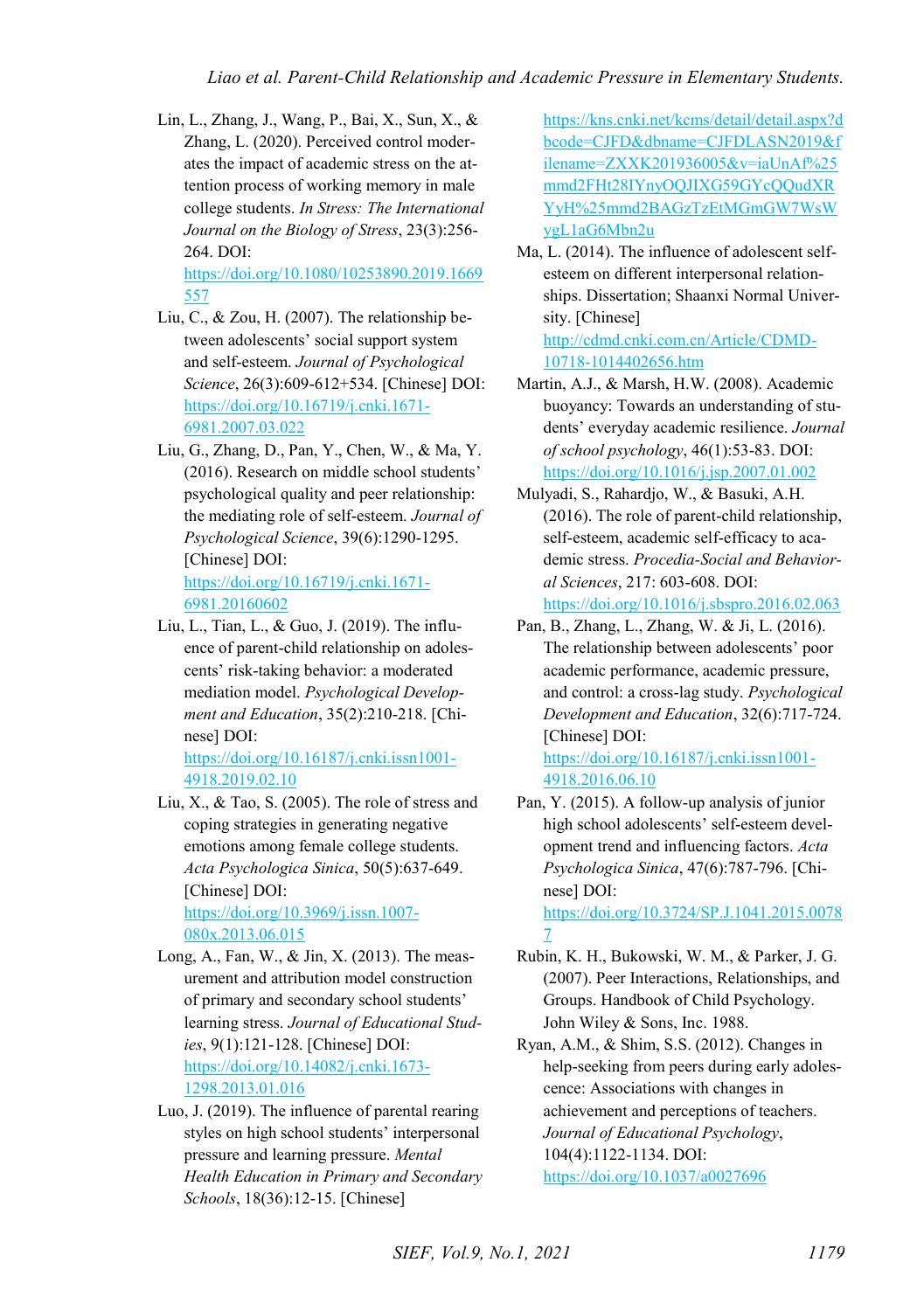Lin, L., Zhang, J., Wang, P., Bai, X., Sun, X., & Zhang, L. (2020). Perceived control moderates the impact of academic stress on the attention process of working memory in male college students. *In Stress: The International Journal on the Biology of Stress*, 23(3):256-264. DOI: https://doi.org/10.1080/10253890.2019.1669557

Liu, C., & Zou, H. (2007). The relationship between adolescents' social support system and self-esteem. *Journal of Psychological Science*, 26(3):609-612+534. [Chinese] DOI: https://doi.org/10.16719/j.cnki.1671-6981.2007.03.022

Liu, G., Zhang, D., Pan, Y., Chen, W., & Ma, Y. (2016). Research on middle school students' psychological quality and peer relationship: the mediating role of self-esteem. *Journal of Psychological Science*, 39(6):1290-1295. [Chinese] DOI: https://doi.org/10.16719/j.cnki.1671-6981.20160602

Liu, L., Tian, L., & Guo, J. (2019). The influence of parent-child relationship on adolescents' risk-taking behavior: a moderated mediation model. *Psychological Development and Education*, 35(2):210-218. [Chinese] DOI: https://doi.org/10.16187/j.cnki.issn1001-4918.2019.02.10

Liu, X., & Tao, S. (2005). The role of stress and coping strategies in generating negative emotions among female college students. *Acta Psychologica Sinica*, 50(5):637-649. [Chinese] DOI: https://doi.org/10.3969/j.issn.1007-080x.2013.06.015

Long, A., Fan, W., & Jin, X. (2013). The measurement and attribution model construction of primary and secondary school students' learning stress. *Journal of Educational Studies*, 9(1):121-128. [Chinese] DOI: https://doi.org/10.14082/j.cnki.1673-1298.2013.01.016

Luo, J. (2019). The influence of parental rearing styles on high school students' interpersonal pressure and learning pressure. *Mental Health Education in Primary and Secondary Schools*, 18(36):12-15. [Chinese] https://kns.cnki.net/kcms/detail/detail.aspx?dbcode=CJFD&dbname=CJFDLASN2019&filename=ZXXK201936005&v=iaUnAf%25mmd2FHt28IYnyOQJIXG59GYcQQudXRYyH%25mmd2BAGzTzEtMGmGW7WsWygL1aG6Mbn2u

Ma, L. (2014). The influence of adolescent self-esteem on different interpersonal relationships. Dissertation; Shaanxi Normal University. [Chinese] http://cdmd.cnki.com.cn/Article/CDMD-10718-1014402656.htm

Martin, A.J., & Marsh, H.W. (2008). Academic buoyancy: Towards an understanding of students' everyday academic resilience. *Journal of school psychology*, 46(1):53-83. DOI: https://doi.org/10.1016/j.jsp.2007.01.002

Mulyadi, S., Rahardjo, W., & Basuki, A.H. (2016). The role of parent-child relationship, self-esteem, academic self-efficacy to academic stress. *Procedia-Social and Behavioral Sciences*, 217: 603-608. DOI: https://doi.org/10.1016/j.sbspro.2016.02.063

Pan, B., Zhang, L., Zhang, W. & Ji, L. (2016). The relationship between adolescents' poor academic performance, academic pressure, and control: a cross-lag study. *Psychological Development and Education*, 32(6):717-724. [Chinese] DOI: https://doi.org/10.16187/j.cnki.issn1001-4918.2016.06.10

Pan, Y. (2015). A follow-up analysis of junior high school adolescents' self-esteem development trend and influencing factors. *Acta Psychologica Sinica*, 47(6):787-796. [Chinese] DOI: https://doi.org/10.3724/SP.J.1041.2015.00787

Rubin, K. H., Bukowski, W. M., & Parker, J. G. (2007). Peer Interactions, Relationships, and Groups. Handbook of Child Psychology. John Wiley & Sons, Inc. 1988.

Ryan, A.M., & Shim, S.S. (2012). Changes in help-seeking from peers during early adolescence: Associations with changes in achievement and perceptions of teachers. *Journal of Educational Psychology*, 104(4):1122-1134. DOI: https://doi.org/10.1037/a0027696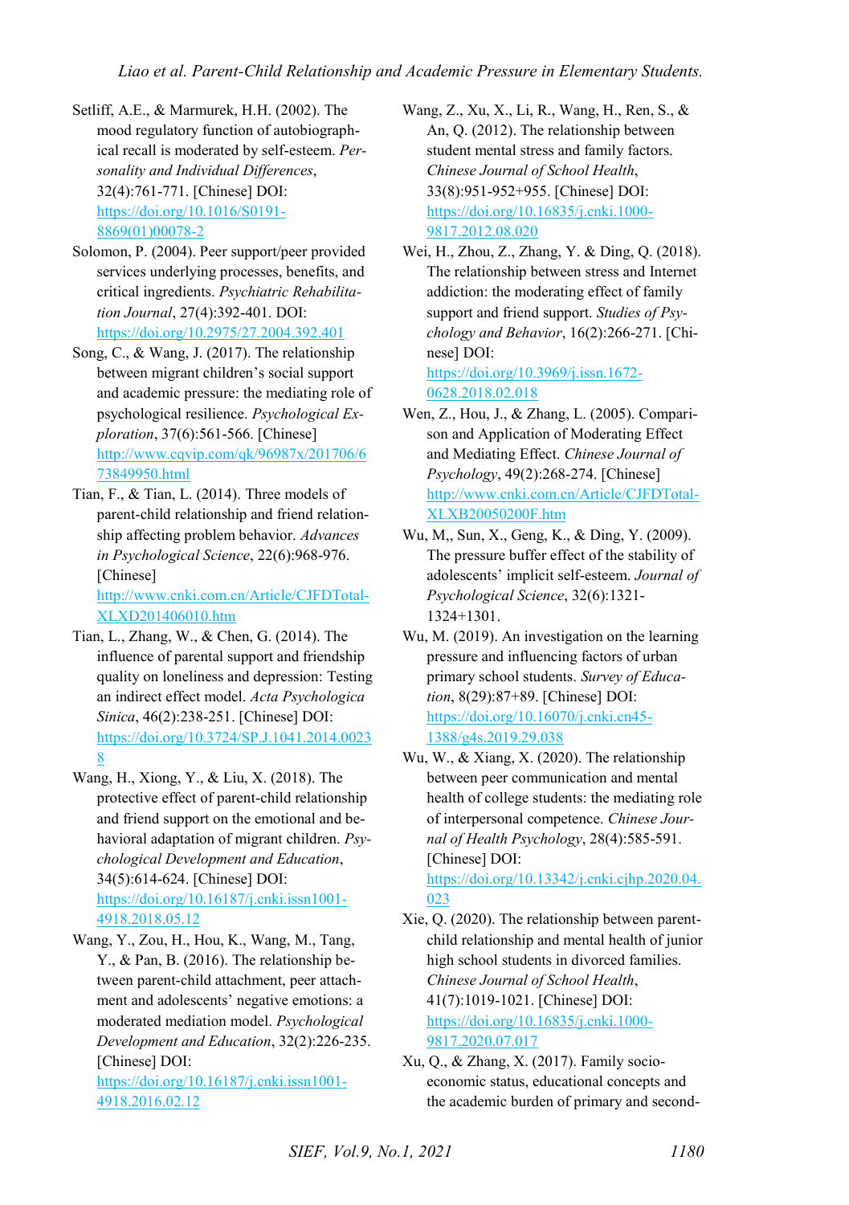Setliff, A.E., & Marmurek, H.H. (2002). The mood regulatory function of autobiographical recall is moderated by self-esteem. *Personality and Individual Differences*, 32(4):761-771. [Chinese] DOI: https://doi.org/10.1016/S0191-8869(01)00078-2

Solomon, P. (2004). Peer support/peer provided services underlying processes, benefits, and critical ingredients. *Psychiatric Rehabilitation Journal*, 27(4):392-401. DOI: https://doi.org/10.2975/27.2004.392.401

Song, C., & Wang, J. (2017). The relationship between migrant children's social support and academic pressure: the mediating role of psychological resilience. *Psychological Exploration*, 37(6):561-566. [Chinese] http://www.cqvip.com/qk/96987x/201706/673849950.html

Tian, F., & Tian, L. (2014). Three models of parent-child relationship and friend relationship affecting problem behavior. *Advances in Psychological Science*, 22(6):968-976. [Chinese] http://www.cnki.com.cn/Article/CJFDTotal-XLXD201406010.htm

Tian, L., Zhang, W., & Chen, G. (2014). The influence of parental support and friendship quality on loneliness and depression: Testing an indirect effect model. *Acta Psychologica Sinica*, 46(2):238-251. [Chinese] DOI: https://doi.org/10.3724/SP.J.1041.2014.00238

Wang, H., Xiong, Y., & Liu, X. (2018). The protective effect of parent-child relationship and friend support on the emotional and behavioral adaptation of migrant children. *Psychological Development and Education*, 34(5):614-624. [Chinese] DOI: https://doi.org/10.16187/j.cnki.issn1001-4918.2018.05.12

Wang, Y., Zou, H., Hou, K., Wang, M., Tang, Y., & Pan, B. (2016). The relationship between parent-child attachment, peer attachment and adolescents' negative emotions: a moderated mediation model. *Psychological Development and Education*, 32(2):226-235. [Chinese] DOI: https://doi.org/10.16187/j.cnki.issn1001-4918.2016.02.12

Wang, Z., Xu, X., Li, R., Wang, H., Ren, S., & An, Q. (2012). The relationship between student mental stress and family factors. *Chinese Journal of School Health*, 33(8):951-952+955. [Chinese] DOI: https://doi.org/10.16835/j.cnki.1000-9817.2012.08.020

Wei, H., Zhou, Z., Zhang, Y. & Ding, Q. (2018). The relationship between stress and Internet addiction: the moderating effect of family support and friend support. *Studies of Psychology and Behavior*, 16(2):266-271. [Chinese] DOI: https://doi.org/10.3969/j.issn.1672-0628.2018.02.018

Wen, Z., Hou, J., & Zhang, L. (2005). Comparison and Application of Moderating Effect and Mediating Effect. *Chinese Journal of Psychology*, 49(2):268-274. [Chinese] http://www.cnki.com.cn/Article/CJFDTotal-XLXB20050200F.htm

Wu, M,, Sun, X., Geng, K., & Ding, Y. (2009). The pressure buffer effect of the stability of adolescents' implicit self-esteem. *Journal of Psychological Science*, 32(6):1321-1324+1301.

Wu, M. (2019). An investigation on the learning pressure and influencing factors of urban primary school students. *Survey of Education*, 8(29):87+89. [Chinese] DOI: https://doi.org/10.16070/j.cnki.cn45-1388/g4s.2019.29.038

Wu, W., & Xiang, X. (2020). The relationship between peer communication and mental health of college students: the mediating role of interpersonal competence. *Chinese Journal of Health Psychology*, 28(4):585-591. [Chinese] DOI: https://doi.org/10.13342/j.cnki.cjhp.2020.04.023

Xie, Q. (2020). The relationship between parent-child relationship and mental health of junior high school students in divorced families. *Chinese Journal of School Health*, 41(7):1019-1021. [Chinese] DOI: https://doi.org/10.16835/j.cnki.1000-9817.2020.07.017

Xu, Q., & Zhang, X. (2017). Family socio-economic status, educational concepts and the academic burden of primary and second-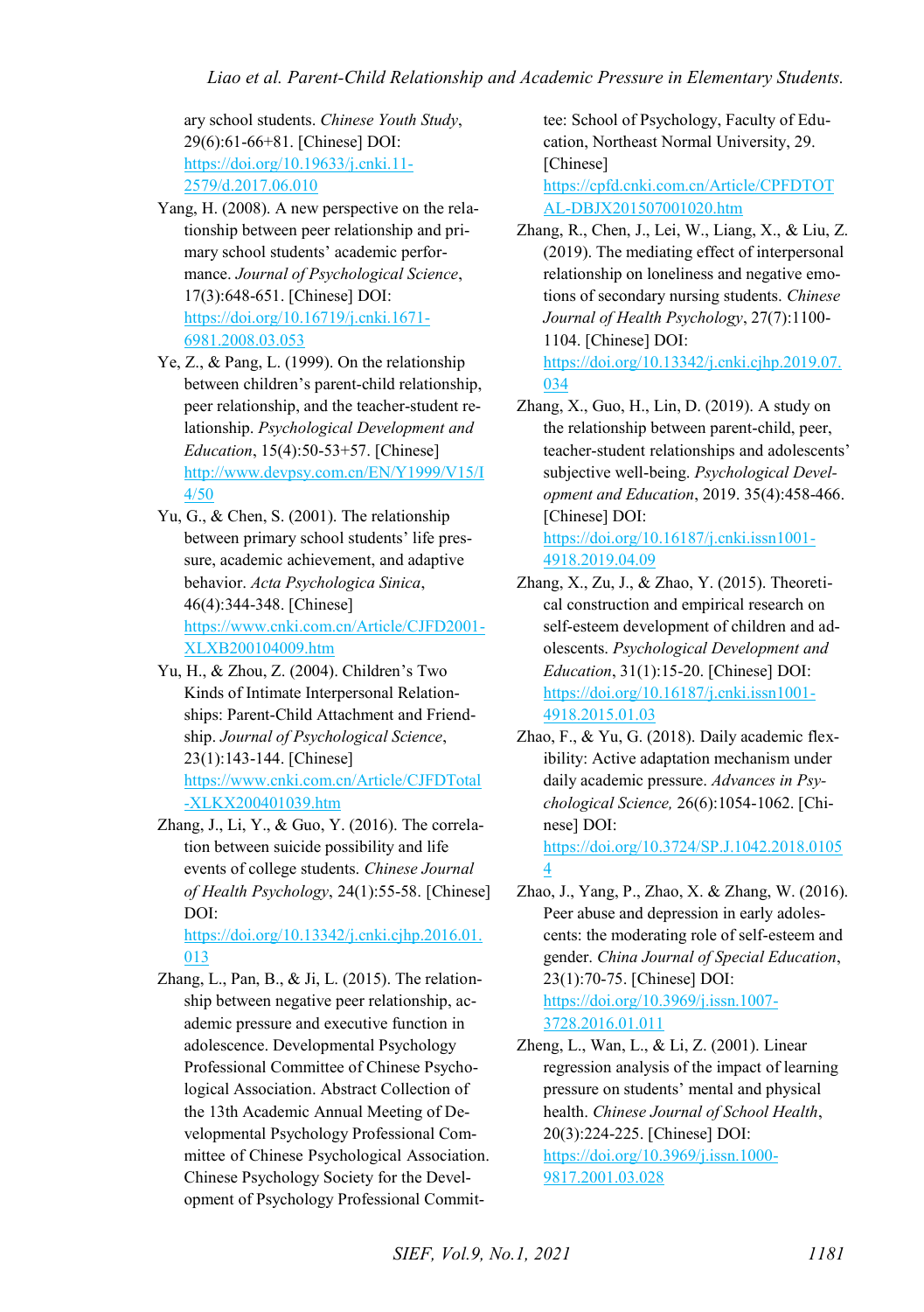ary school students. *Chinese Youth Study*, 29(6):61-66+81. [Chinese] DOI: https://doi.org/10.19633/j.cnki.11-2579/d.2017.06.010

Yang, H. (2008). A new perspective on the relationship between peer relationship and primary school students' academic performance. *Journal of Psychological Science*, 17(3):648-651. [Chinese] DOI: https://doi.org/10.16719/j.cnki.1671-6981.2008.03.053

Ye, Z., & Pang, L. (1999). On the relationship between children's parent-child relationship, peer relationship, and the teacher-student relationship. *Psychological Development and Education*, 15(4):50-53+57. [Chinese] http://www.devpsy.com.cn/EN/Y1999/V15/I4/50

Yu, G., & Chen, S. (2001). The relationship between primary school students' life pressure, academic achievement, and adaptive behavior. *Acta Psychologica Sinica*, 46(4):344-348. [Chinese] https://www.cnki.com.cn/Article/CJFD2001-XLXB200104009.htm

Yu, H., & Zhou, Z. (2004). Children's Two Kinds of Intimate Interpersonal Relationships: Parent-Child Attachment and Friendship. *Journal of Psychological Science*, 23(1):143-144. [Chinese] https://www.cnki.com.cn/Article/CJFDTotal-XLKX200401039.htm

Zhang, J., Li, Y., & Guo, Y. (2016). The correlation between suicide possibility and life events of college students. *Chinese Journal of Health Psychology*, 24(1):55-58. [Chinese] DOI: https://doi.org/10.13342/j.cnki.cjhp.2016.01.013

Zhang, L., Pan, B., & Ji, L. (2015). The relationship between negative peer relationship, academic pressure and executive function in adolescence. Developmental Psychology Professional Committee of Chinese Psychological Association. Abstract Collection of the 13th Academic Annual Meeting of Developmental Psychology Professional Committee of Chinese Psychological Association. Chinese Psychology Society for the Development of Psychology Professional Committee: School of Psychology, Faculty of Education, Northeast Normal University, 29. [Chinese] https://cpfd.cnki.com.cn/Article/CPFDTOTAL-DBJX201507001020.htm

Zhang, R., Chen, J., Lei, W., Liang, X., & Liu, Z. (2019). The mediating effect of interpersonal relationship on loneliness and negative emotions of secondary nursing students. *Chinese Journal of Health Psychology*, 27(7):1100-1104. [Chinese] DOI: https://doi.org/10.13342/j.cnki.cjhp.2019.07.034

Zhang, X., Guo, H., Lin, D. (2019). A study on the relationship between parent-child, peer, teacher-student relationships and adolescents' subjective well-being. *Psychological Development and Education*, 2019. 35(4):458-466. [Chinese] DOI: https://doi.org/10.16187/j.cnki.issn1001-4918.2019.04.09

Zhang, X., Zu, J., & Zhao, Y. (2015). Theoretical construction and empirical research on self-esteem development of children and adolescents. *Psychological Development and Education*, 31(1):15-20. [Chinese] DOI: https://doi.org/10.16187/j.cnki.issn1001-4918.2015.01.03

Zhao, F., & Yu, G. (2018). Daily academic flexibility: Active adaptation mechanism under daily academic pressure. *Advances in Psychological Science,* 26(6):1054-1062. [Chinese] DOI: https://doi.org/10.3724/SP.J.1042.2018.01054

Zhao, J., Yang, P., Zhao, X. & Zhang, W. (2016). Peer abuse and depression in early adolescents: the moderating role of self-esteem and gender. *China Journal of Special Education*, 23(1):70-75. [Chinese] DOI: https://doi.org/10.3969/j.issn.1007-3728.2016.01.011

Zheng, L., Wan, L., & Li, Z. (2001). Linear regression analysis of the impact of learning pressure on students' mental and physical health. *Chinese Journal of School Health*, 20(3):224-225. [Chinese] DOI: https://doi.org/10.3969/j.issn.1000-9817.2001.03.028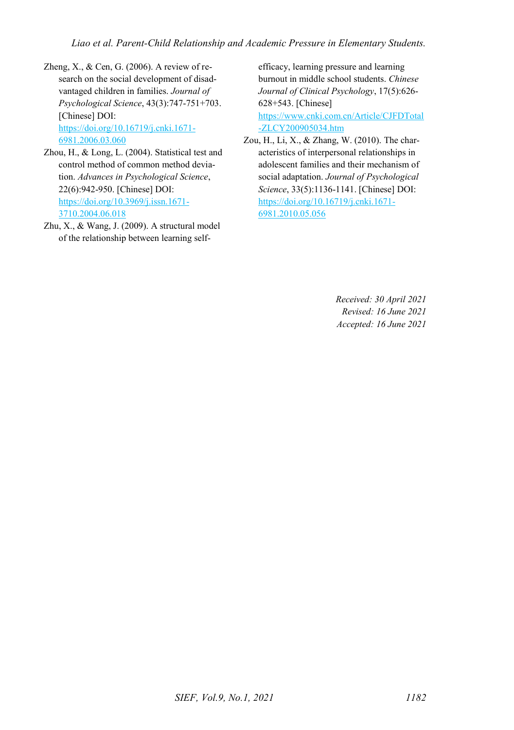Zheng, X., & Cen, G. (2006). A review of research on the social development of disadvantaged children in families. *Journal of Psychological Science*, 43(3):747-751+703. [Chinese] DOI: https://doi.org/10.16719/j.cnki.1671-6981.2006.03.060

Zhou, H., & Long, L. (2004). Statistical test and control method of common method deviation. *Advances in Psychological Science*, 22(6):942-950. [Chinese] DOI: https://doi.org/10.3969/j.issn.1671-3710.2004.06.018

Zhu, X., & Wang, J. (2009). A structural model of the relationship between learning self-efficacy, learning pressure and learning burnout in middle school students. *Chinese Journal of Clinical Psychology*, 17(5):626-628+543. [Chinese] https://www.cnki.com.cn/Article/CJFDTotal-ZLCY200905034.htm

Zou, H., Li, X., & Zhang, W. (2010). The characteristics of interpersonal relationships in adolescent families and their mechanism of social adaptation. *Journal of Psychological Science*, 33(5):1136-1141. [Chinese] DOI: https://doi.org/10.16719/j.cnki.1671-6981.2010.05.056

*Received: 30 April 2021*
*Revised: 16 June 2021*
*Accepted: 16 June 2021*